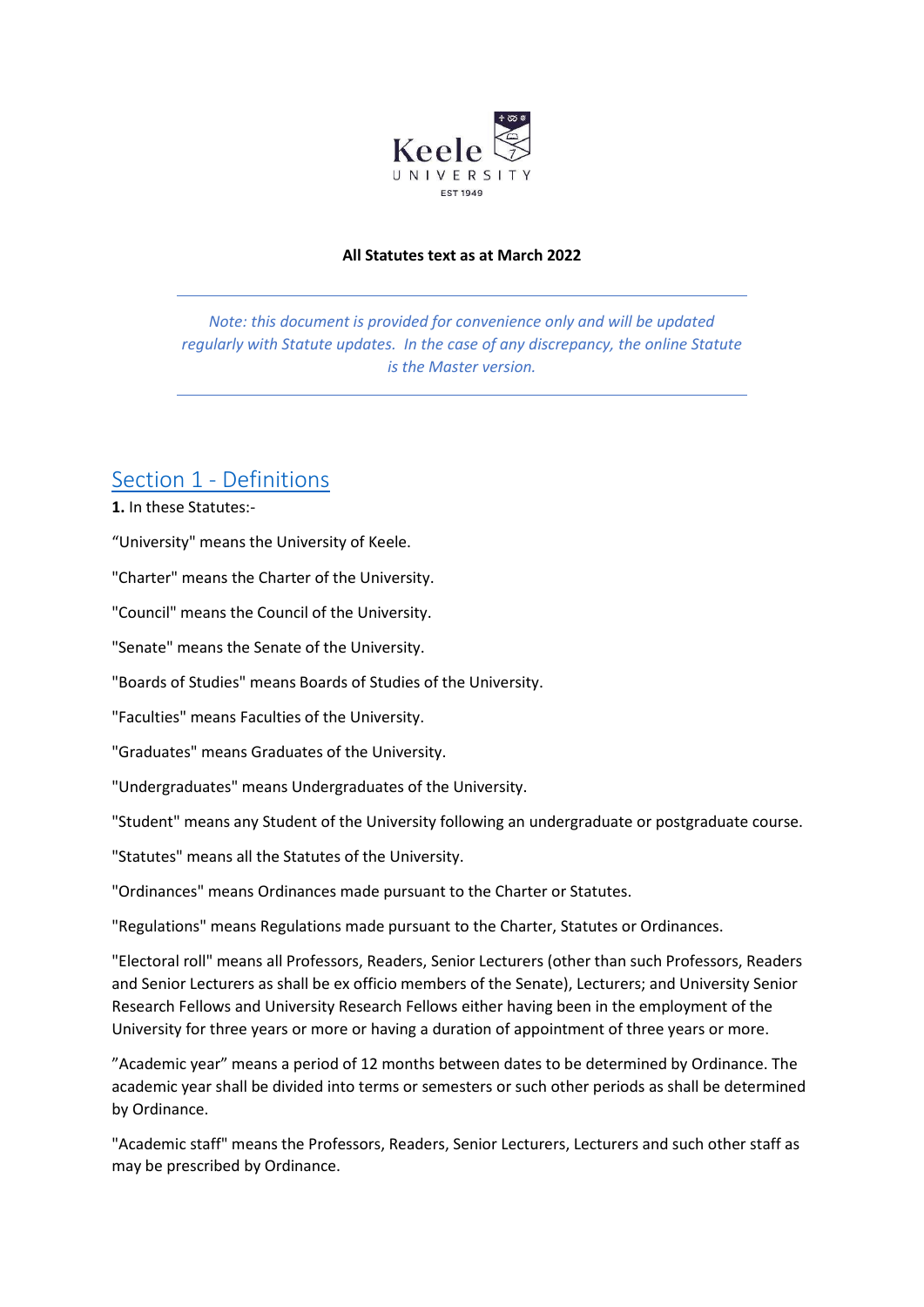Keele UNIVERSITY EST 1949

**All Statutes text as at March 2022**

---

*Note: this document is provided for convenience only and will be updated regularly with Statute updates. In the case of any discrepancy, the online Statute is the Master version.*

---

## Section 1 - Definitions

**1.** In these Statutes:-

"University" means the University of Keele.

"Charter" means the Charter of the University.

"Council" means the Council of the University.

"Senate" means the Senate of the University.

"Boards of Studies" means Boards of Studies of the University.

"Faculties" means Faculties of the University.

"Graduates" means Graduates of the University.

"Undergraduates" means Undergraduates of the University.

"Student" means any Student of the University following an undergraduate or postgraduate course.

"Statutes" means all the Statutes of the University.

"Ordinances" means Ordinances made pursuant to the Charter or Statutes.

"Regulations" means Regulations made pursuant to the Charter, Statutes or Ordinances.

"Electoral roll" means all Professors, Readers, Senior Lecturers (other than such Professors, Readers and Senior Lecturers as shall be ex officio members of the Senate), Lecturers; and University Senior Research Fellows and University Research Fellows either having been in the employment of the University for three years or more or having a duration of appointment of three years or more.

"Academic year" means a period of 12 months between dates to be determined by Ordinance. The academic year shall be divided into terms or semesters or such other periods as shall be determined by Ordinance.

"Academic staff" means the Professors, Readers, Senior Lecturers, Lecturers and such other staff as may be prescribed by Ordinance.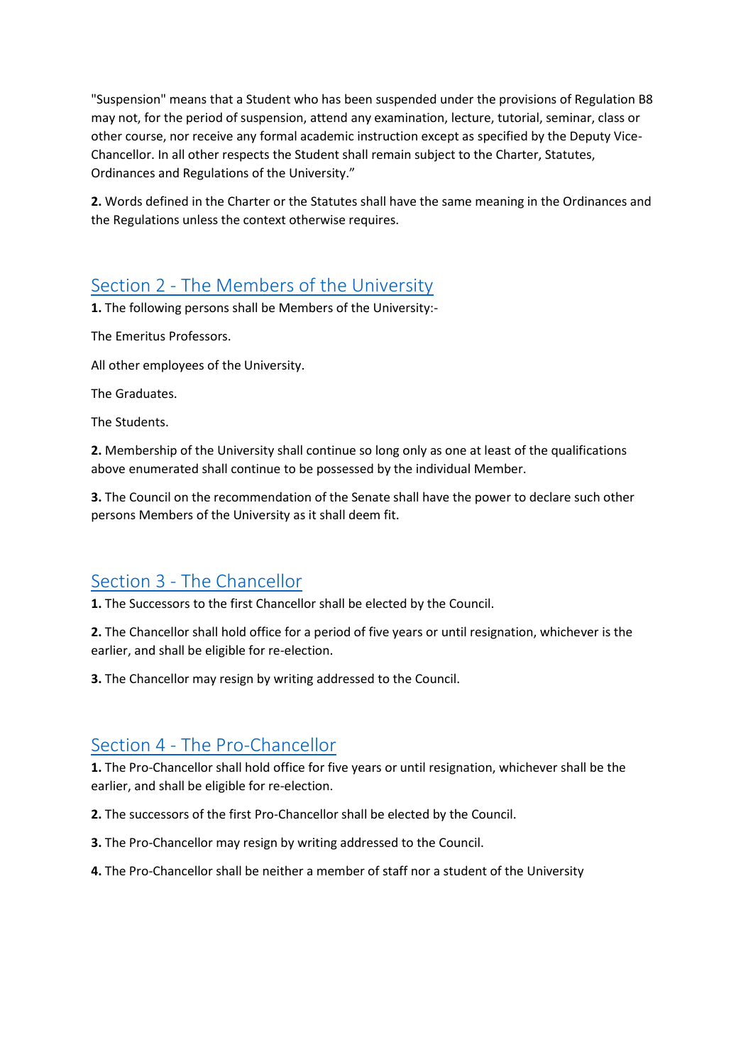"Suspension" means that a Student who has been suspended under the provisions of Regulation B8 may not, for the period of suspension, attend any examination, lecture, tutorial, seminar, class or other course, nor receive any formal academic instruction except as specified by the Deputy Vice-Chancellor. In all other respects the Student shall remain subject to the Charter, Statutes, Ordinances and Regulations of the University."

**2.** Words defined in the Charter or the Statutes shall have the same meaning in the Ordinances and the Regulations unless the context otherwise requires.

## Section 2 - The Members of the University

**1.** The following persons shall be Members of the University:-

The Emeritus Professors.

All other employees of the University.

The Graduates.

The Students.

**2.** Membership of the University shall continue so long only as one at least of the qualifications above enumerated shall continue to be possessed by the individual Member.

**3.** The Council on the recommendation of the Senate shall have the power to declare such other persons Members of the University as it shall deem fit.

## Section 3 - The Chancellor

**1.** The Successors to the first Chancellor shall be elected by the Council.

**2.** The Chancellor shall hold office for a period of five years or until resignation, whichever is the earlier, and shall be eligible for re-election.

**3.** The Chancellor may resign by writing addressed to the Council.

## Section 4 - The Pro-Chancellor

**1.** The Pro-Chancellor shall hold office for five years or until resignation, whichever shall be the earlier, and shall be eligible for re-election.

**2.** The successors of the first Pro-Chancellor shall be elected by the Council.

**3.** The Pro-Chancellor may resign by writing addressed to the Council.

**4.** The Pro-Chancellor shall be neither a member of staff nor a student of the University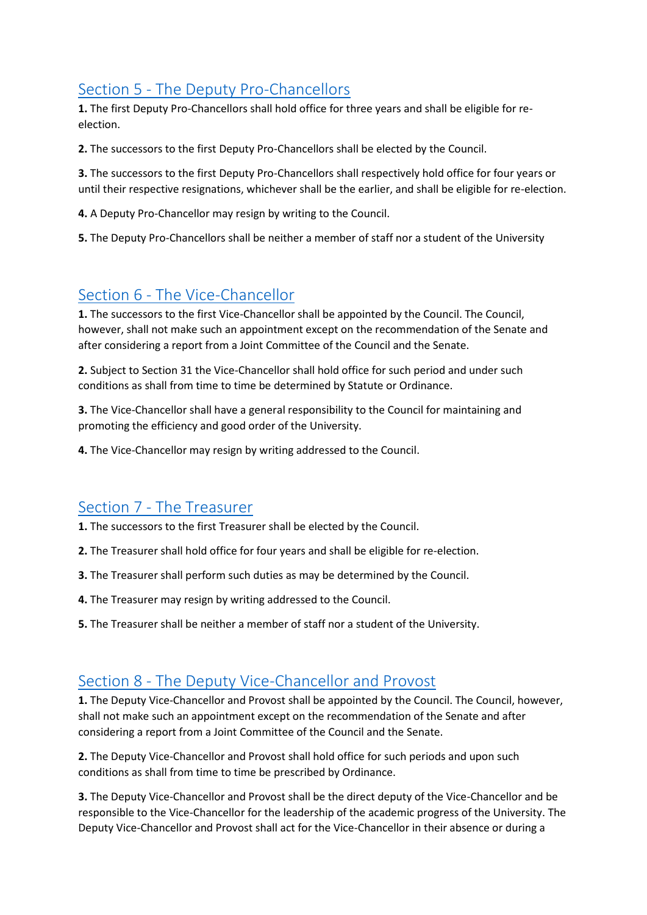## Section 5 - The Deputy Pro-Chancellors

**1.** The first Deputy Pro-Chancellors shall hold office for three years and shall be eligible for re-election.

**2.** The successors to the first Deputy Pro-Chancellors shall be elected by the Council.

**3.** The successors to the first Deputy Pro-Chancellors shall respectively hold office for four years or until their respective resignations, whichever shall be the earlier, and shall be eligible for re-election.

**4.** A Deputy Pro-Chancellor may resign by writing to the Council.

**5.** The Deputy Pro-Chancellors shall be neither a member of staff nor a student of the University

## Section 6 - The Vice-Chancellor

**1.** The successors to the first Vice-Chancellor shall be appointed by the Council. The Council, however, shall not make such an appointment except on the recommendation of the Senate and after considering a report from a Joint Committee of the Council and the Senate.

**2.** Subject to Section 31 the Vice-Chancellor shall hold office for such period and under such conditions as shall from time to time be determined by Statute or Ordinance.

**3.** The Vice-Chancellor shall have a general responsibility to the Council for maintaining and promoting the efficiency and good order of the University.

**4.** The Vice-Chancellor may resign by writing addressed to the Council.

## Section 7 - The Treasurer

**1.** The successors to the first Treasurer shall be elected by the Council.

**2.** The Treasurer shall hold office for four years and shall be eligible for re-election.

**3.** The Treasurer shall perform such duties as may be determined by the Council.

**4.** The Treasurer may resign by writing addressed to the Council.

**5.** The Treasurer shall be neither a member of staff nor a student of the University.

## Section 8 - The Deputy Vice-Chancellor and Provost

**1.** The Deputy Vice-Chancellor and Provost shall be appointed by the Council. The Council, however, shall not make such an appointment except on the recommendation of the Senate and after considering a report from a Joint Committee of the Council and the Senate.

**2.** The Deputy Vice-Chancellor and Provost shall hold office for such periods and upon such conditions as shall from time to time be prescribed by Ordinance.

**3.** The Deputy Vice-Chancellor and Provost shall be the direct deputy of the Vice-Chancellor and be responsible to the Vice-Chancellor for the leadership of the academic progress of the University. The Deputy Vice-Chancellor and Provost shall act for the Vice-Chancellor in their absence or during a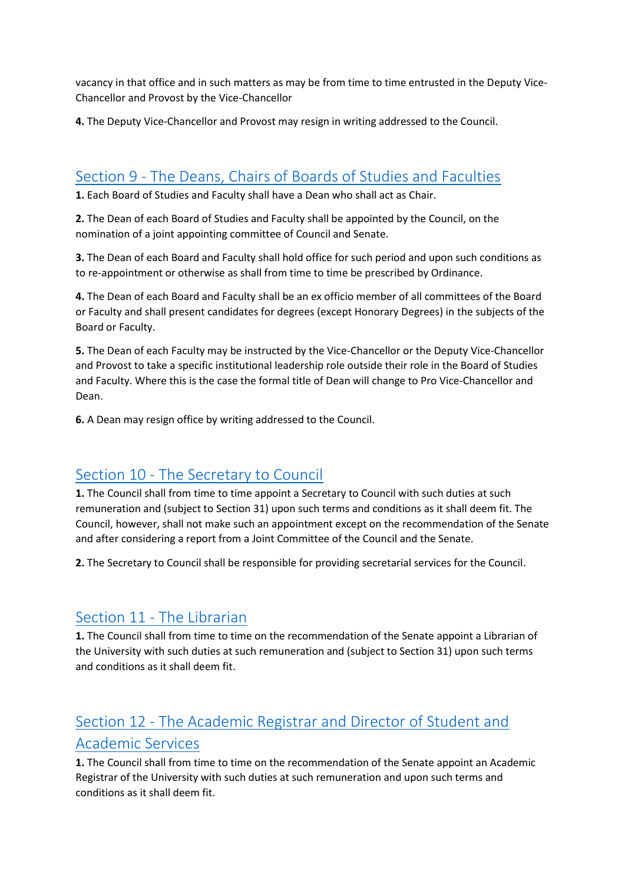vacancy in that office and in such matters as may be from time to time entrusted in the Deputy Vice-Chancellor and Provost by the Vice-Chancellor

**4.** The Deputy Vice-Chancellor and Provost may resign in writing addressed to the Council.

## Section 9 - The Deans, Chairs of Boards of Studies and Faculties

**1.** Each Board of Studies and Faculty shall have a Dean who shall act as Chair.

**2.** The Dean of each Board of Studies and Faculty shall be appointed by the Council, on the nomination of a joint appointing committee of Council and Senate.

**3.** The Dean of each Board and Faculty shall hold office for such period and upon such conditions as to re-appointment or otherwise as shall from time to time be prescribed by Ordinance.

**4.** The Dean of each Board and Faculty shall be an ex officio member of all committees of the Board or Faculty and shall present candidates for degrees (except Honorary Degrees) in the subjects of the Board or Faculty.

**5.** The Dean of each Faculty may be instructed by the Vice-Chancellor or the Deputy Vice-Chancellor and Provost to take a specific institutional leadership role outside their role in the Board of Studies and Faculty. Where this is the case the formal title of Dean will change to Pro Vice-Chancellor and Dean.

**6.** A Dean may resign office by writing addressed to the Council.

## Section 10 - The Secretary to Council

**1.** The Council shall from time to time appoint a Secretary to Council with such duties at such remuneration and (subject to Section 31) upon such terms and conditions as it shall deem fit. The Council, however, shall not make such an appointment except on the recommendation of the Senate and after considering a report from a Joint Committee of the Council and the Senate.

**2.** The Secretary to Council shall be responsible for providing secretarial services for the Council.

## Section 11 - The Librarian

**1.** The Council shall from time to time on the recommendation of the Senate appoint a Librarian of the University with such duties at such remuneration and (subject to Section 31) upon such terms and conditions as it shall deem fit.

## Section 12 - The Academic Registrar and Director of Student and Academic Services

**1.** The Council shall from time to time on the recommendation of the Senate appoint an Academic Registrar of the University with such duties at such remuneration and upon such terms and conditions as it shall deem fit.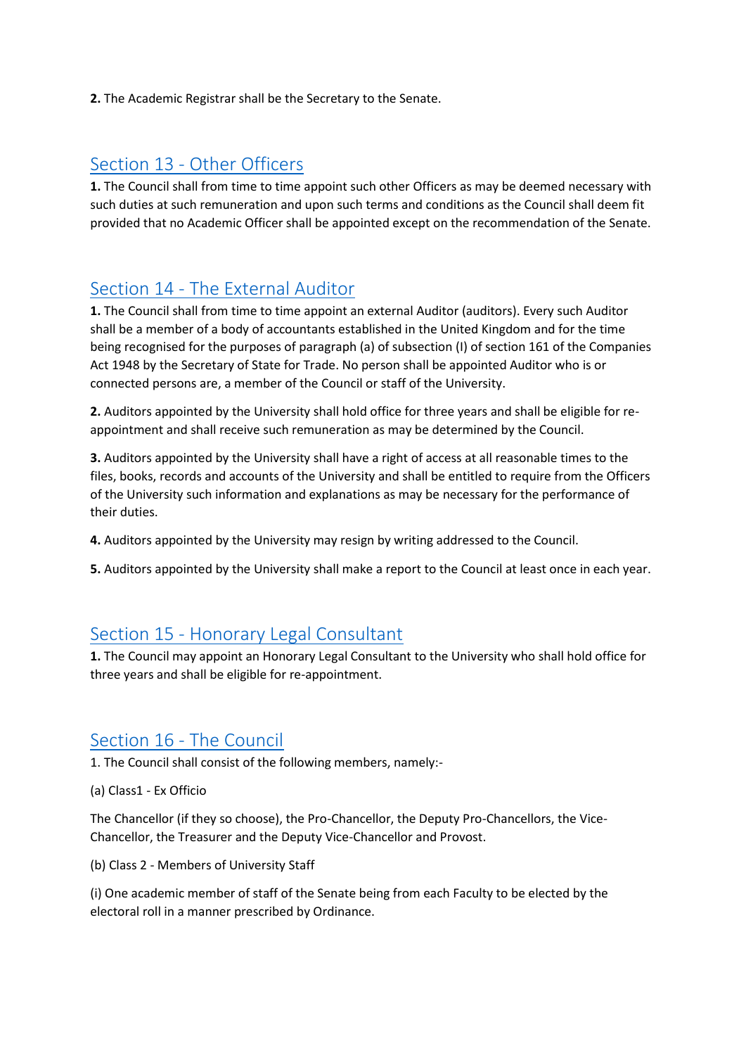**2.** The Academic Registrar shall be the Secretary to the Senate.

## Section 13 - Other Officers

**1.** The Council shall from time to time appoint such other Officers as may be deemed necessary with such duties at such remuneration and upon such terms and conditions as the Council shall deem fit provided that no Academic Officer shall be appointed except on the recommendation of the Senate.

## Section 14 - The External Auditor

**1.** The Council shall from time to time appoint an external Auditor (auditors). Every such Auditor shall be a member of a body of accountants established in the United Kingdom and for the time being recognised for the purposes of paragraph (a) of subsection (I) of section 161 of the Companies Act 1948 by the Secretary of State for Trade. No person shall be appointed Auditor who is or connected persons are, a member of the Council or staff of the University.

**2.** Auditors appointed by the University shall hold office for three years and shall be eligible for re-appointment and shall receive such remuneration as may be determined by the Council.

**3.** Auditors appointed by the University shall have a right of access at all reasonable times to the files, books, records and accounts of the University and shall be entitled to require from the Officers of the University such information and explanations as may be necessary for the performance of their duties.

**4.** Auditors appointed by the University may resign by writing addressed to the Council.

**5.** Auditors appointed by the University shall make a report to the Council at least once in each year.

## Section 15 - Honorary Legal Consultant

**1.** The Council may appoint an Honorary Legal Consultant to the University who shall hold office for three years and shall be eligible for re-appointment.

## Section 16 - The Council

1. The Council shall consist of the following members, namely:-

(a) Class1 - Ex Officio

The Chancellor (if they so choose), the Pro-Chancellor, the Deputy Pro-Chancellors, the Vice-Chancellor, the Treasurer and the Deputy Vice-Chancellor and Provost.

(b) Class 2 - Members of University Staff

(i) One academic member of staff of the Senate being from each Faculty to be elected by the electoral roll in a manner prescribed by Ordinance.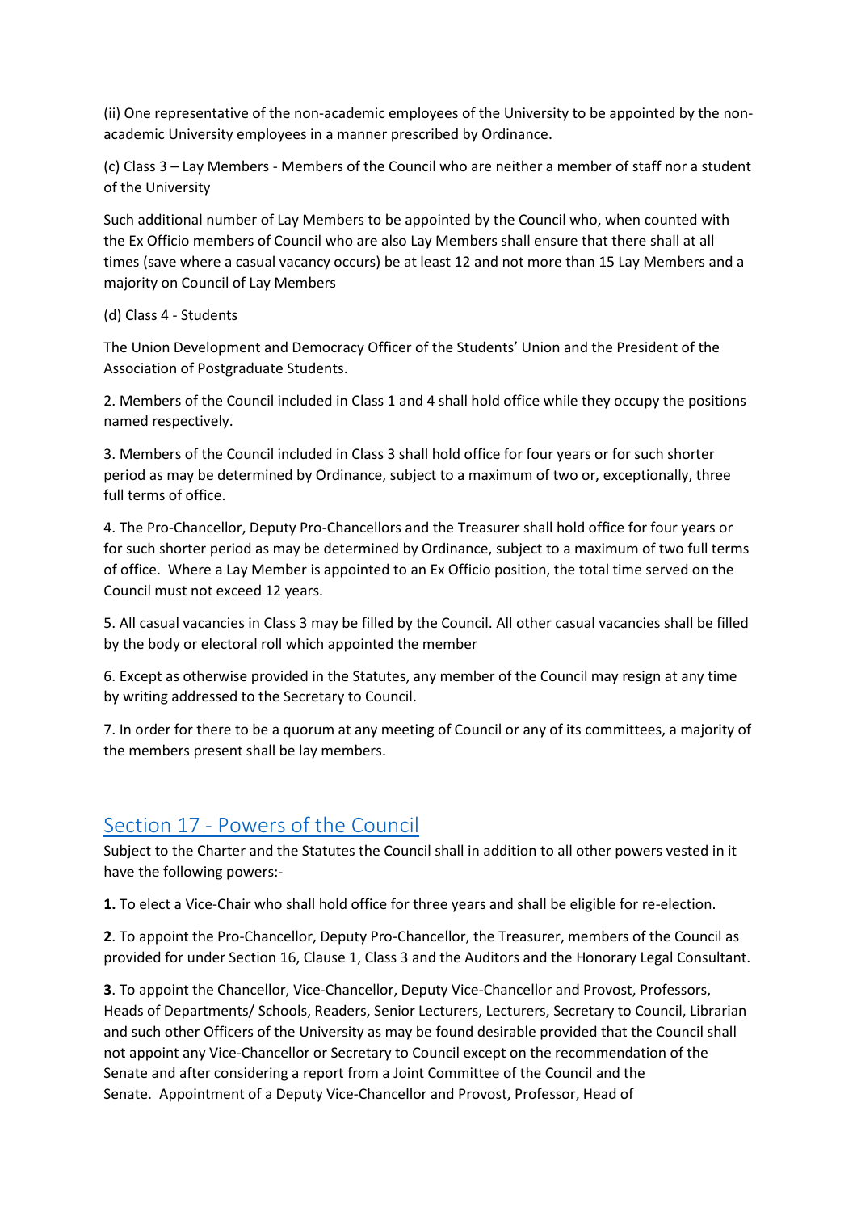(ii) One representative of the non-academic employees of the University to be appointed by the non-academic University employees in a manner prescribed by Ordinance.

(c) Class 3 – Lay Members - Members of the Council who are neither a member of staff nor a student of the University

Such additional number of Lay Members to be appointed by the Council who, when counted with the Ex Officio members of Council who are also Lay Members shall ensure that there shall at all times (save where a casual vacancy occurs) be at least 12 and not more than 15 Lay Members and a majority on Council of Lay Members

(d) Class 4 - Students

The Union Development and Democracy Officer of the Students' Union and the President of the Association of Postgraduate Students.

2. Members of the Council included in Class 1 and 4 shall hold office while they occupy the positions named respectively.

3. Members of the Council included in Class 3 shall hold office for four years or for such shorter period as may be determined by Ordinance, subject to a maximum of two or, exceptionally, three full terms of office.

4. The Pro-Chancellor, Deputy Pro-Chancellors and the Treasurer shall hold office for four years or for such shorter period as may be determined by Ordinance, subject to a maximum of two full terms of office. Where a Lay Member is appointed to an Ex Officio position, the total time served on the Council must not exceed 12 years.

5. All casual vacancies in Class 3 may be filled by the Council. All other casual vacancies shall be filled by the body or electoral roll which appointed the member

6. Except as otherwise provided in the Statutes, any member of the Council may resign at any time by writing addressed to the Secretary to Council.

7. In order for there to be a quorum at any meeting of Council or any of its committees, a majority of the members present shall be lay members.

## Section 17 - Powers of the Council

Subject to the Charter and the Statutes the Council shall in addition to all other powers vested in it have the following powers:-

**1.** To elect a Vice-Chair who shall hold office for three years and shall be eligible for re-election.

**2**. To appoint the Pro-Chancellor, Deputy Pro-Chancellor, the Treasurer, members of the Council as provided for under Section 16, Clause 1, Class 3 and the Auditors and the Honorary Legal Consultant.

**3**. To appoint the Chancellor, Vice-Chancellor, Deputy Vice-Chancellor and Provost, Professors, Heads of Departments/ Schools, Readers, Senior Lecturers, Lecturers, Secretary to Council, Librarian and such other Officers of the University as may be found desirable provided that the Council shall not appoint any Vice-Chancellor or Secretary to Council except on the recommendation of the Senate and after considering a report from a Joint Committee of the Council and the Senate. Appointment of a Deputy Vice-Chancellor and Provost, Professor, Head of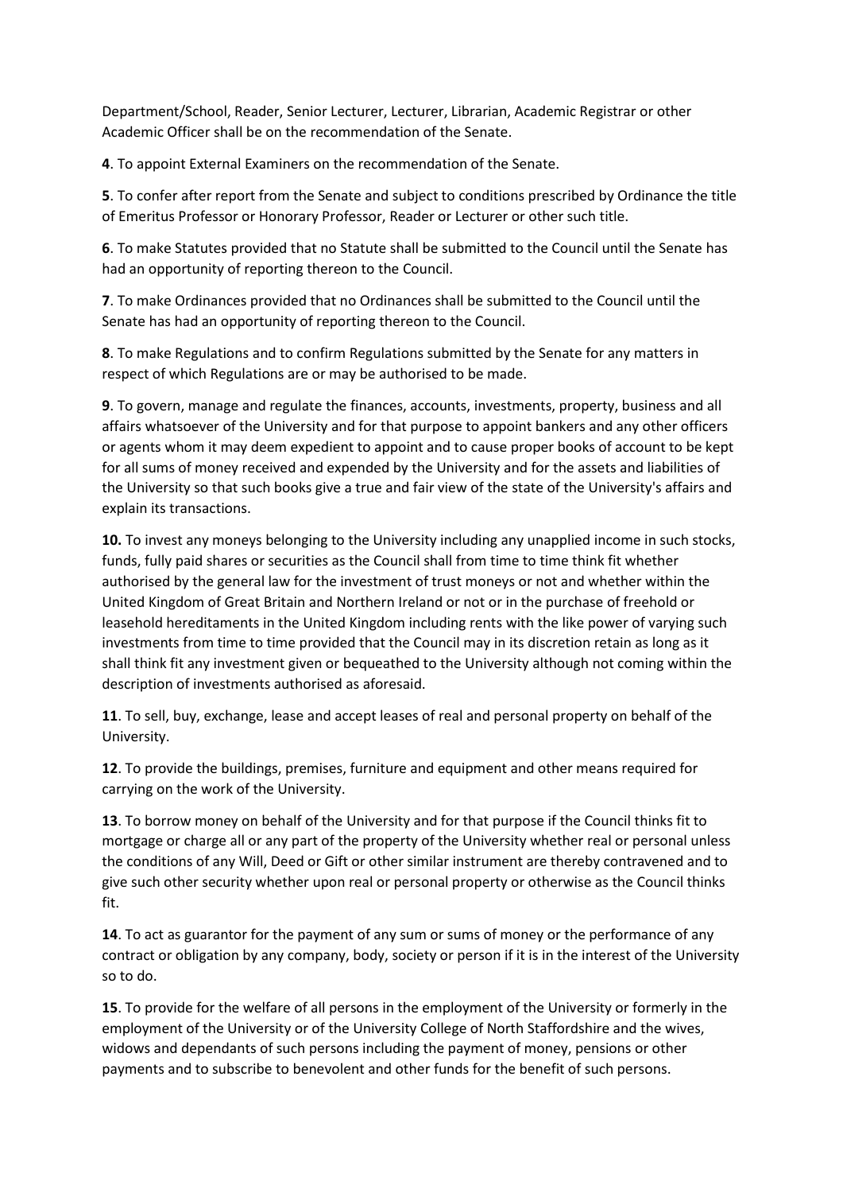Department/School, Reader, Senior Lecturer, Lecturer, Librarian, Academic Registrar or other Academic Officer shall be on the recommendation of the Senate.

**4**. To appoint External Examiners on the recommendation of the Senate.

**5**. To confer after report from the Senate and subject to conditions prescribed by Ordinance the title of Emeritus Professor or Honorary Professor, Reader or Lecturer or other such title.

**6**. To make Statutes provided that no Statute shall be submitted to the Council until the Senate has had an opportunity of reporting thereon to the Council.

**7**. To make Ordinances provided that no Ordinances shall be submitted to the Council until the Senate has had an opportunity of reporting thereon to the Council.

**8**. To make Regulations and to confirm Regulations submitted by the Senate for any matters in respect of which Regulations are or may be authorised to be made.

**9**. To govern, manage and regulate the finances, accounts, investments, property, business and all affairs whatsoever of the University and for that purpose to appoint bankers and any other officers or agents whom it may deem expedient to appoint and to cause proper books of account to be kept for all sums of money received and expended by the University and for the assets and liabilities of the University so that such books give a true and fair view of the state of the University's affairs and explain its transactions.

**10.** To invest any moneys belonging to the University including any unapplied income in such stocks, funds, fully paid shares or securities as the Council shall from time to time think fit whether authorised by the general law for the investment of trust moneys or not and whether within the United Kingdom of Great Britain and Northern Ireland or not or in the purchase of freehold or leasehold hereditaments in the United Kingdom including rents with the like power of varying such investments from time to time provided that the Council may in its discretion retain as long as it shall think fit any investment given or bequeathed to the University although not coming within the description of investments authorised as aforesaid.

**11**. To sell, buy, exchange, lease and accept leases of real and personal property on behalf of the University.

**12**. To provide the buildings, premises, furniture and equipment and other means required for carrying on the work of the University.

**13**. To borrow money on behalf of the University and for that purpose if the Council thinks fit to mortgage or charge all or any part of the property of the University whether real or personal unless the conditions of any Will, Deed or Gift or other similar instrument are thereby contravened and to give such other security whether upon real or personal property or otherwise as the Council thinks fit.

**14**. To act as guarantor for the payment of any sum or sums of money or the performance of any contract or obligation by any company, body, society or person if it is in the interest of the University so to do.

**15**. To provide for the welfare of all persons in the employment of the University or formerly in the employment of the University or of the University College of North Staffordshire and the wives, widows and dependants of such persons including the payment of money, pensions or other payments and to subscribe to benevolent and other funds for the benefit of such persons.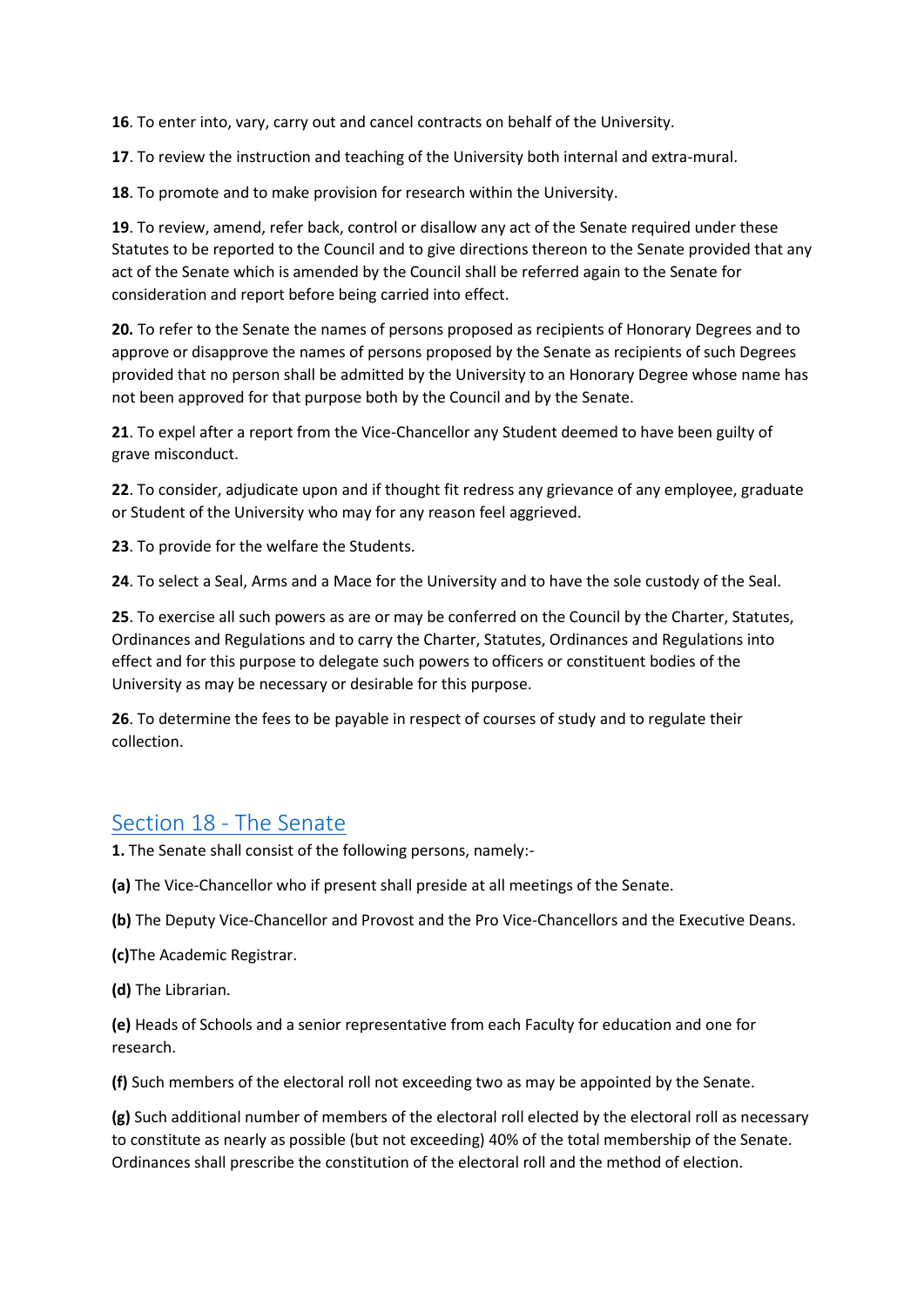**16**. To enter into, vary, carry out and cancel contracts on behalf of the University.

**17**. To review the instruction and teaching of the University both internal and extra-mural.

**18**. To promote and to make provision for research within the University.

**19**. To review, amend, refer back, control or disallow any act of the Senate required under these Statutes to be reported to the Council and to give directions thereon to the Senate provided that any act of the Senate which is amended by the Council shall be referred again to the Senate for consideration and report before being carried into effect.

**20.** To refer to the Senate the names of persons proposed as recipients of Honorary Degrees and to approve or disapprove the names of persons proposed by the Senate as recipients of such Degrees provided that no person shall be admitted by the University to an Honorary Degree whose name has not been approved for that purpose both by the Council and by the Senate.

**21**. To expel after a report from the Vice-Chancellor any Student deemed to have been guilty of grave misconduct.

**22**. To consider, adjudicate upon and if thought fit redress any grievance of any employee, graduate or Student of the University who may for any reason feel aggrieved.

**23**. To provide for the welfare the Students.

**24**. To select a Seal, Arms and a Mace for the University and to have the sole custody of the Seal.

**25**. To exercise all such powers as are or may be conferred on the Council by the Charter, Statutes, Ordinances and Regulations and to carry the Charter, Statutes, Ordinances and Regulations into effect and for this purpose to delegate such powers to officers or constituent bodies of the University as may be necessary or desirable for this purpose.

**26**. To determine the fees to be payable in respect of courses of study and to regulate their collection.

## Section 18 - The Senate

**1.** The Senate shall consist of the following persons, namely:-

**(a)** The Vice-Chancellor who if present shall preside at all meetings of the Senate.

**(b)** The Deputy Vice-Chancellor and Provost and the Pro Vice-Chancellors and the Executive Deans.

**(c)**The Academic Registrar.

**(d)** The Librarian.

**(e)** Heads of Schools and a senior representative from each Faculty for education and one for research.

**(f)** Such members of the electoral roll not exceeding two as may be appointed by the Senate.

**(g)** Such additional number of members of the electoral roll elected by the electoral roll as necessary to constitute as nearly as possible (but not exceeding) 40% of the total membership of the Senate. Ordinances shall prescribe the constitution of the electoral roll and the method of election.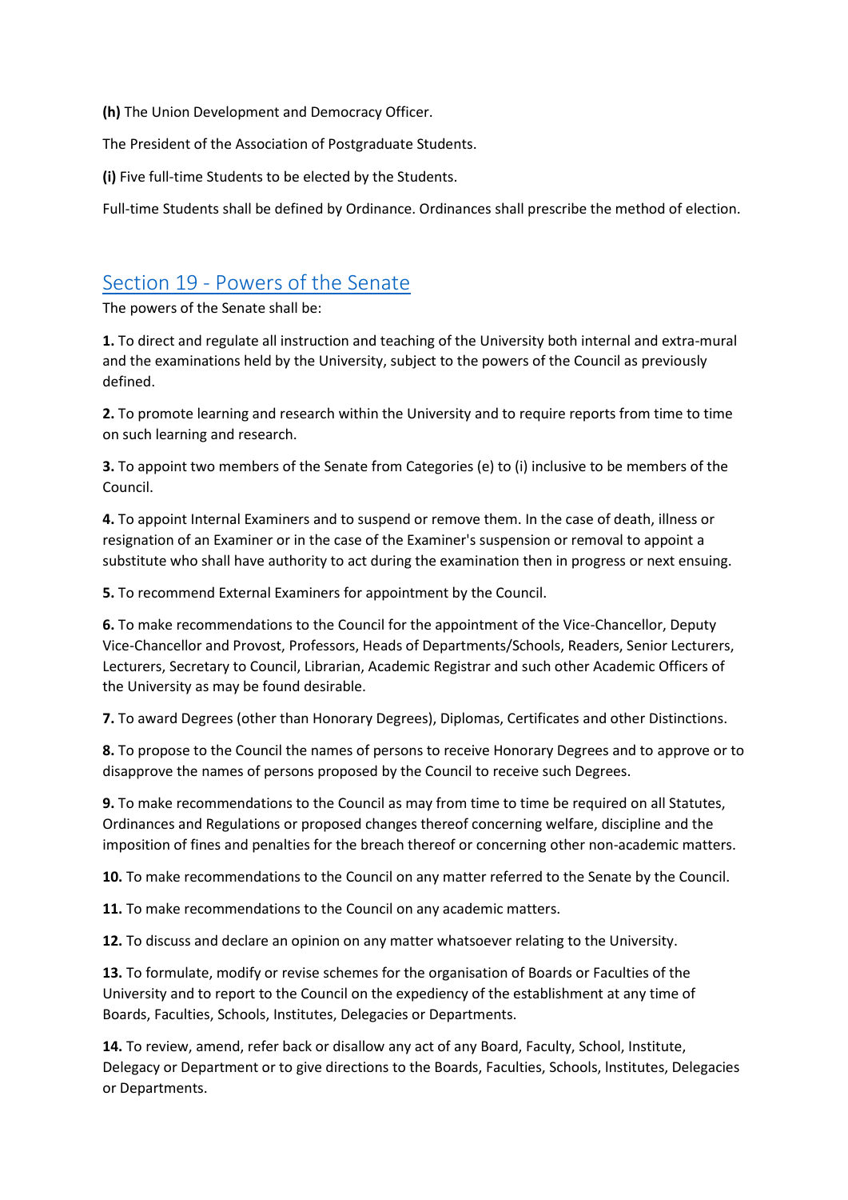**(h)** The Union Development and Democracy Officer.

The President of the Association of Postgraduate Students.

**(i)** Five full-time Students to be elected by the Students.

Full-time Students shall be defined by Ordinance. Ordinances shall prescribe the method of election.

## Section 19 - Powers of the Senate

The powers of the Senate shall be:

**1.** To direct and regulate all instruction and teaching of the University both internal and extra-mural and the examinations held by the University, subject to the powers of the Council as previously defined.

**2.** To promote learning and research within the University and to require reports from time to time on such learning and research.

**3.** To appoint two members of the Senate from Categories (e) to (i) inclusive to be members of the Council.

**4.** To appoint Internal Examiners and to suspend or remove them. In the case of death, illness or resignation of an Examiner or in the case of the Examiner's suspension or removal to appoint a substitute who shall have authority to act during the examination then in progress or next ensuing.

**5.** To recommend External Examiners for appointment by the Council.

**6.** To make recommendations to the Council for the appointment of the Vice-Chancellor, Deputy Vice-Chancellor and Provost, Professors, Heads of Departments/Schools, Readers, Senior Lecturers, Lecturers, Secretary to Council, Librarian, Academic Registrar and such other Academic Officers of the University as may be found desirable.

**7.** To award Degrees (other than Honorary Degrees), Diplomas, Certificates and other Distinctions.

**8.** To propose to the Council the names of persons to receive Honorary Degrees and to approve or to disapprove the names of persons proposed by the Council to receive such Degrees.

**9.** To make recommendations to the Council as may from time to time be required on all Statutes, Ordinances and Regulations or proposed changes thereof concerning welfare, discipline and the imposition of fines and penalties for the breach thereof or concerning other non-academic matters.

**10.** To make recommendations to the Council on any matter referred to the Senate by the Council.

**11.** To make recommendations to the Council on any academic matters.

**12.** To discuss and declare an opinion on any matter whatsoever relating to the University.

**13.** To formulate, modify or revise schemes for the organisation of Boards or Faculties of the University and to report to the Council on the expediency of the establishment at any time of Boards, Faculties, Schools, Institutes, Delegacies or Departments.

**14.** To review, amend, refer back or disallow any act of any Board, Faculty, School, Institute, Delegacy or Department or to give directions to the Boards, Faculties, Schools, Institutes, Delegacies or Departments.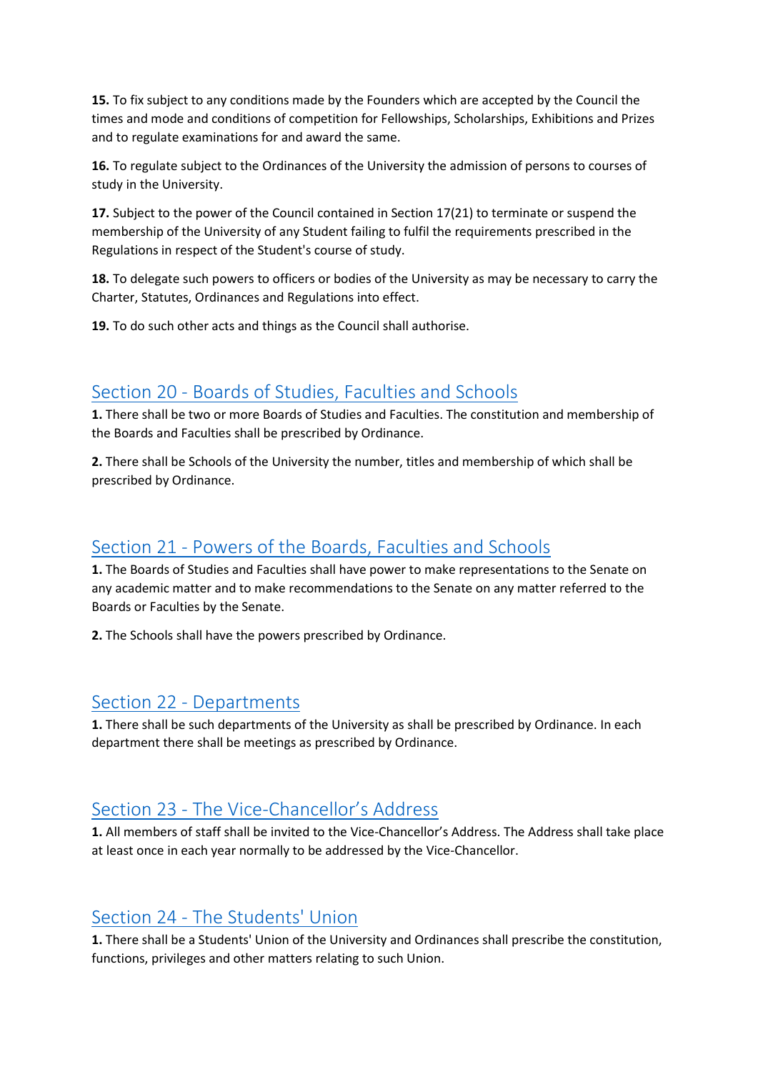**15.** To fix subject to any conditions made by the Founders which are accepted by the Council the times and mode and conditions of competition for Fellowships, Scholarships, Exhibitions and Prizes and to regulate examinations for and award the same.

**16.** To regulate subject to the Ordinances of the University the admission of persons to courses of study in the University.

**17.** Subject to the power of the Council contained in Section 17(21) to terminate or suspend the membership of the University of any Student failing to fulfil the requirements prescribed in the Regulations in respect of the Student's course of study.

**18.** To delegate such powers to officers or bodies of the University as may be necessary to carry the Charter, Statutes, Ordinances and Regulations into effect.

**19.** To do such other acts and things as the Council shall authorise.

## Section 20 - Boards of Studies, Faculties and Schools

**1.** There shall be two or more Boards of Studies and Faculties. The constitution and membership of the Boards and Faculties shall be prescribed by Ordinance.

**2.** There shall be Schools of the University the number, titles and membership of which shall be prescribed by Ordinance.

## Section 21 - Powers of the Boards, Faculties and Schools

**1.** The Boards of Studies and Faculties shall have power to make representations to the Senate on any academic matter and to make recommendations to the Senate on any matter referred to the Boards or Faculties by the Senate.

**2.** The Schools shall have the powers prescribed by Ordinance.

## Section 22 - Departments

**1.** There shall be such departments of the University as shall be prescribed by Ordinance. In each department there shall be meetings as prescribed by Ordinance.

## Section 23 - The Vice-Chancellor's Address

**1.** All members of staff shall be invited to the Vice-Chancellor's Address. The Address shall take place at least once in each year normally to be addressed by the Vice-Chancellor.

## Section 24 - The Students' Union

**1.** There shall be a Students' Union of the University and Ordinances shall prescribe the constitution, functions, privileges and other matters relating to such Union.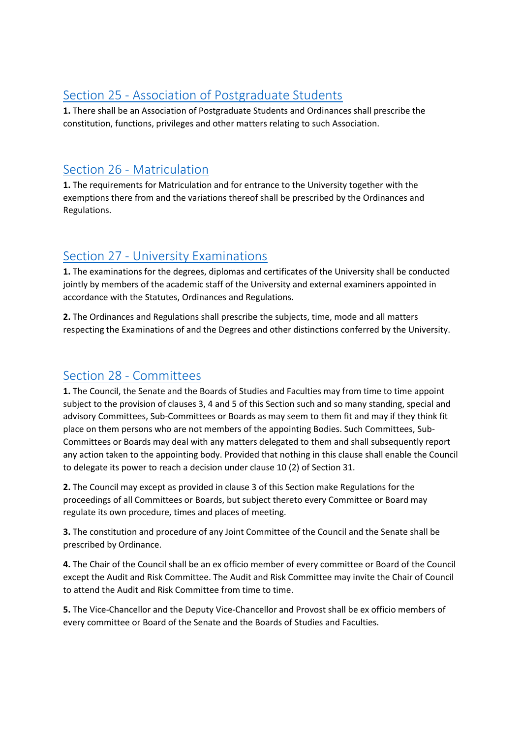## Section 25 - Association of Postgraduate Students

**1.** There shall be an Association of Postgraduate Students and Ordinances shall prescribe the constitution, functions, privileges and other matters relating to such Association.

## Section 26 - Matriculation

**1.** The requirements for Matriculation and for entrance to the University together with the exemptions there from and the variations thereof shall be prescribed by the Ordinances and Regulations.

## Section 27 - University Examinations

**1.** The examinations for the degrees, diplomas and certificates of the University shall be conducted jointly by members of the academic staff of the University and external examiners appointed in accordance with the Statutes, Ordinances and Regulations.

**2.** The Ordinances and Regulations shall prescribe the subjects, time, mode and all matters respecting the Examinations of and the Degrees and other distinctions conferred by the University.

## Section 28 - Committees

**1.** The Council, the Senate and the Boards of Studies and Faculties may from time to time appoint subject to the provision of clauses 3, 4 and 5 of this Section such and so many standing, special and advisory Committees, Sub-Committees or Boards as may seem to them fit and may if they think fit place on them persons who are not members of the appointing Bodies. Such Committees, Sub-Committees or Boards may deal with any matters delegated to them and shall subsequently report any action taken to the appointing body. Provided that nothing in this clause shall enable the Council to delegate its power to reach a decision under clause 10 (2) of Section 31.

**2.** The Council may except as provided in clause 3 of this Section make Regulations for the proceedings of all Committees or Boards, but subject thereto every Committee or Board may regulate its own procedure, times and places of meeting.

**3.** The constitution and procedure of any Joint Committee of the Council and the Senate shall be prescribed by Ordinance.

**4.** The Chair of the Council shall be an ex officio member of every committee or Board of the Council except the Audit and Risk Committee. The Audit and Risk Committee may invite the Chair of Council to attend the Audit and Risk Committee from time to time.

**5.** The Vice-Chancellor and the Deputy Vice-Chancellor and Provost shall be ex officio members of every committee or Board of the Senate and the Boards of Studies and Faculties.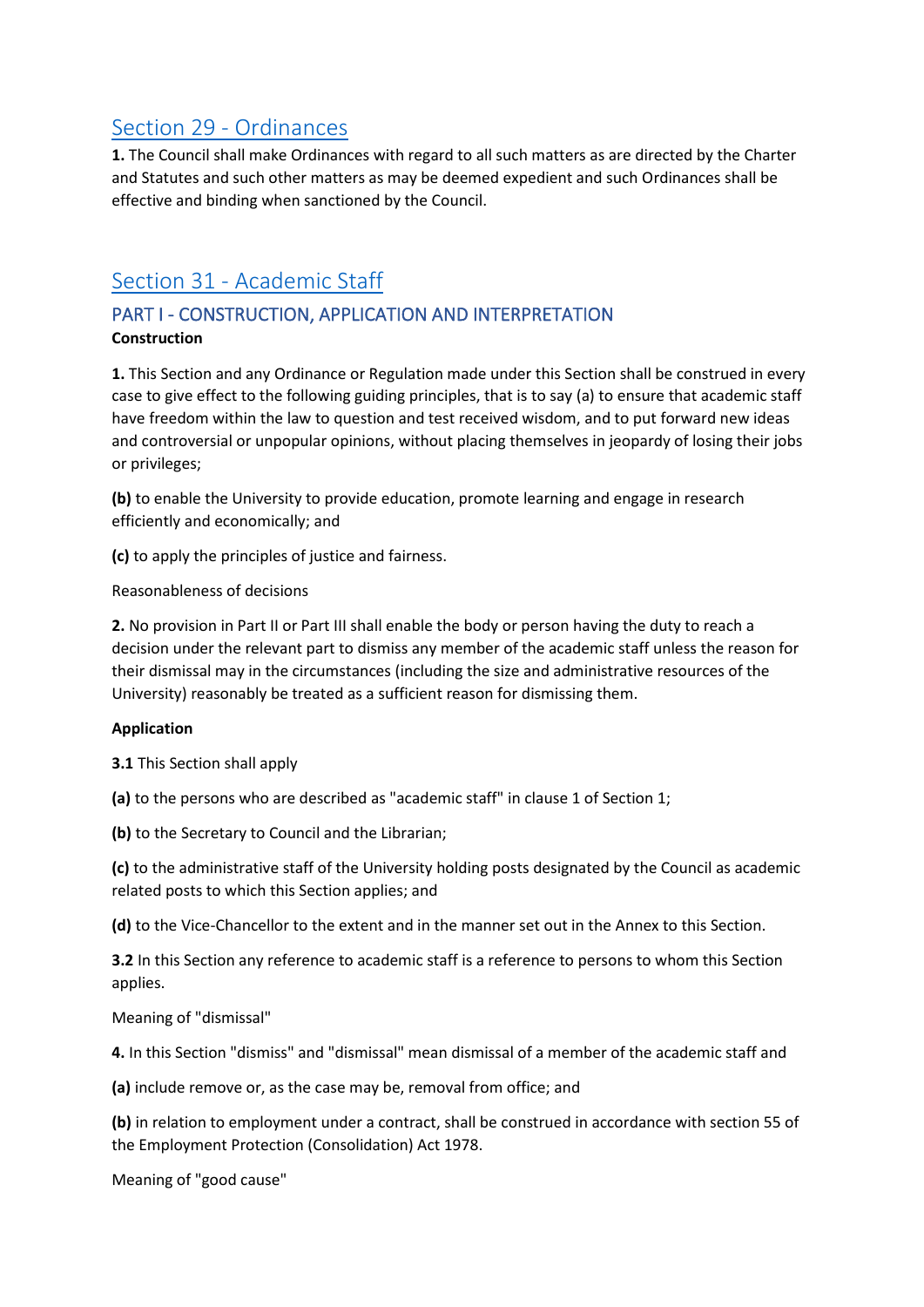## Section 29 - Ordinances

**1.** The Council shall make Ordinances with regard to all such matters as are directed by the Charter and Statutes and such other matters as may be deemed expedient and such Ordinances shall be effective and binding when sanctioned by the Council.

## Section 31 - Academic Staff

### PART I - CONSTRUCTION, APPLICATION AND INTERPRETATION

**Construction**

**1.** This Section and any Ordinance or Regulation made under this Section shall be construed in every case to give effect to the following guiding principles, that is to say (a) to ensure that academic staff have freedom within the law to question and test received wisdom, and to put forward new ideas and controversial or unpopular opinions, without placing themselves in jeopardy of losing their jobs or privileges;

**(b)** to enable the University to provide education, promote learning and engage in research efficiently and economically; and

**(c)** to apply the principles of justice and fairness.

Reasonableness of decisions

**2.** No provision in Part II or Part III shall enable the body or person having the duty to reach a decision under the relevant part to dismiss any member of the academic staff unless the reason for their dismissal may in the circumstances (including the size and administrative resources of the University) reasonably be treated as a sufficient reason for dismissing them.

**Application**

**3.1** This Section shall apply

**(a)** to the persons who are described as "academic staff" in clause 1 of Section 1;

**(b)** to the Secretary to Council and the Librarian;

**(c)** to the administrative staff of the University holding posts designated by the Council as academic related posts to which this Section applies; and

**(d)** to the Vice-Chancellor to the extent and in the manner set out in the Annex to this Section.

**3.2** In this Section any reference to academic staff is a reference to persons to whom this Section applies.

Meaning of "dismissal"

**4.** In this Section "dismiss" and "dismissal" mean dismissal of a member of the academic staff and

**(a)** include remove or, as the case may be, removal from office; and

**(b)** in relation to employment under a contract, shall be construed in accordance with section 55 of the Employment Protection (Consolidation) Act 1978.

Meaning of "good cause"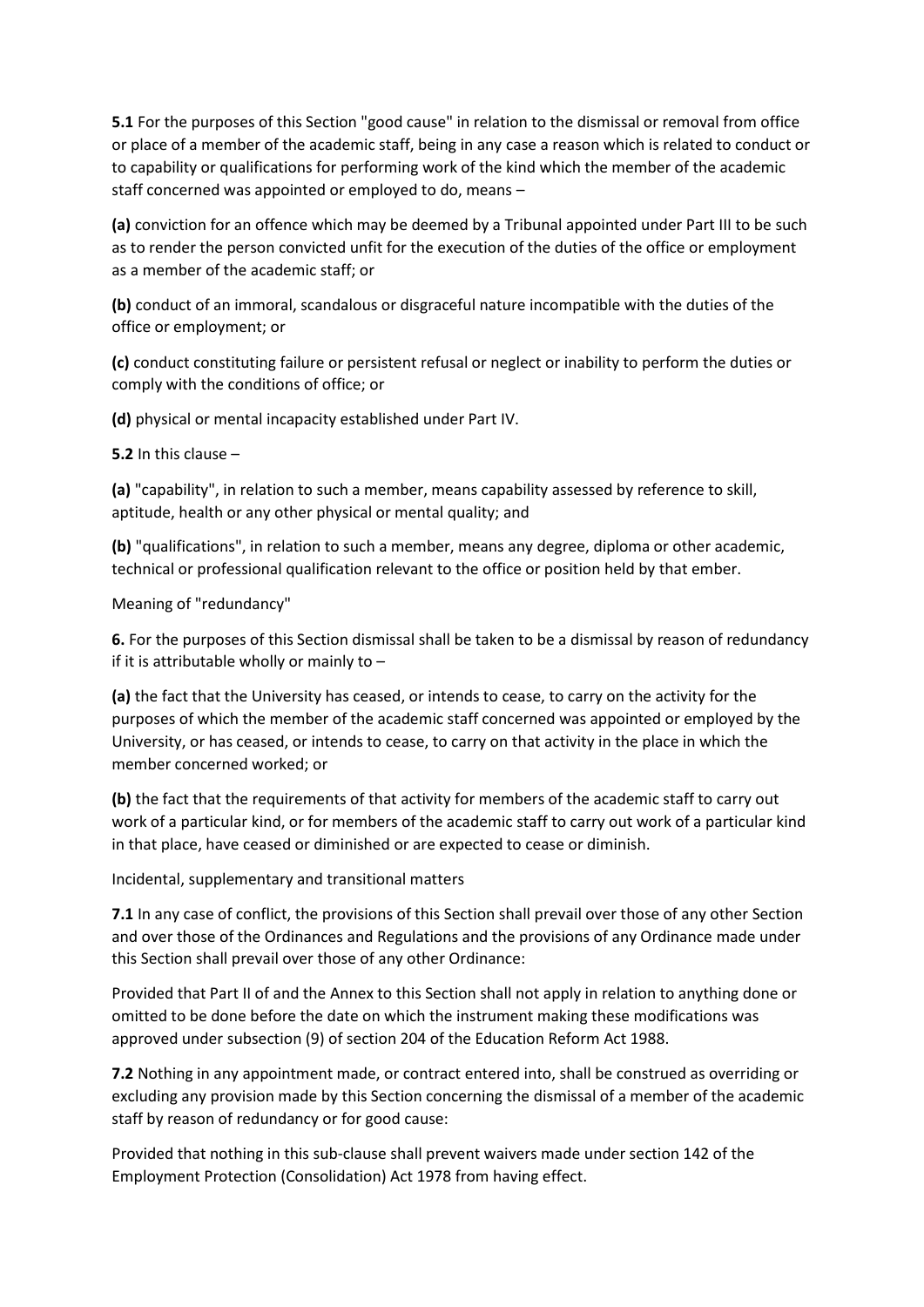**5.1** For the purposes of this Section "good cause" in relation to the dismissal or removal from office or place of a member of the academic staff, being in any case a reason which is related to conduct or to capability or qualifications for performing work of the kind which the member of the academic staff concerned was appointed or employed to do, means –

**(a)** conviction for an offence which may be deemed by a Tribunal appointed under Part III to be such as to render the person convicted unfit for the execution of the duties of the office or employment as a member of the academic staff; or

**(b)** conduct of an immoral, scandalous or disgraceful nature incompatible with the duties of the office or employment; or

**(c)** conduct constituting failure or persistent refusal or neglect or inability to perform the duties or comply with the conditions of office; or

**(d)** physical or mental incapacity established under Part IV.

**5.2** In this clause –

**(a)** "capability", in relation to such a member, means capability assessed by reference to skill, aptitude, health or any other physical or mental quality; and

**(b)** "qualifications", in relation to such a member, means any degree, diploma or other academic, technical or professional qualification relevant to the office or position held by that ember.

Meaning of "redundancy"

**6.** For the purposes of this Section dismissal shall be taken to be a dismissal by reason of redundancy if it is attributable wholly or mainly to –

**(a)** the fact that the University has ceased, or intends to cease, to carry on the activity for the purposes of which the member of the academic staff concerned was appointed or employed by the University, or has ceased, or intends to cease, to carry on that activity in the place in which the member concerned worked; or

**(b)** the fact that the requirements of that activity for members of the academic staff to carry out work of a particular kind, or for members of the academic staff to carry out work of a particular kind in that place, have ceased or diminished or are expected to cease or diminish.

Incidental, supplementary and transitional matters

**7.1** In any case of conflict, the provisions of this Section shall prevail over those of any other Section and over those of the Ordinances and Regulations and the provisions of any Ordinance made under this Section shall prevail over those of any other Ordinance:

Provided that Part II of and the Annex to this Section shall not apply in relation to anything done or omitted to be done before the date on which the instrument making these modifications was approved under subsection (9) of section 204 of the Education Reform Act 1988.

**7.2** Nothing in any appointment made, or contract entered into, shall be construed as overriding or excluding any provision made by this Section concerning the dismissal of a member of the academic staff by reason of redundancy or for good cause:

Provided that nothing in this sub-clause shall prevent waivers made under section 142 of the Employment Protection (Consolidation) Act 1978 from having effect.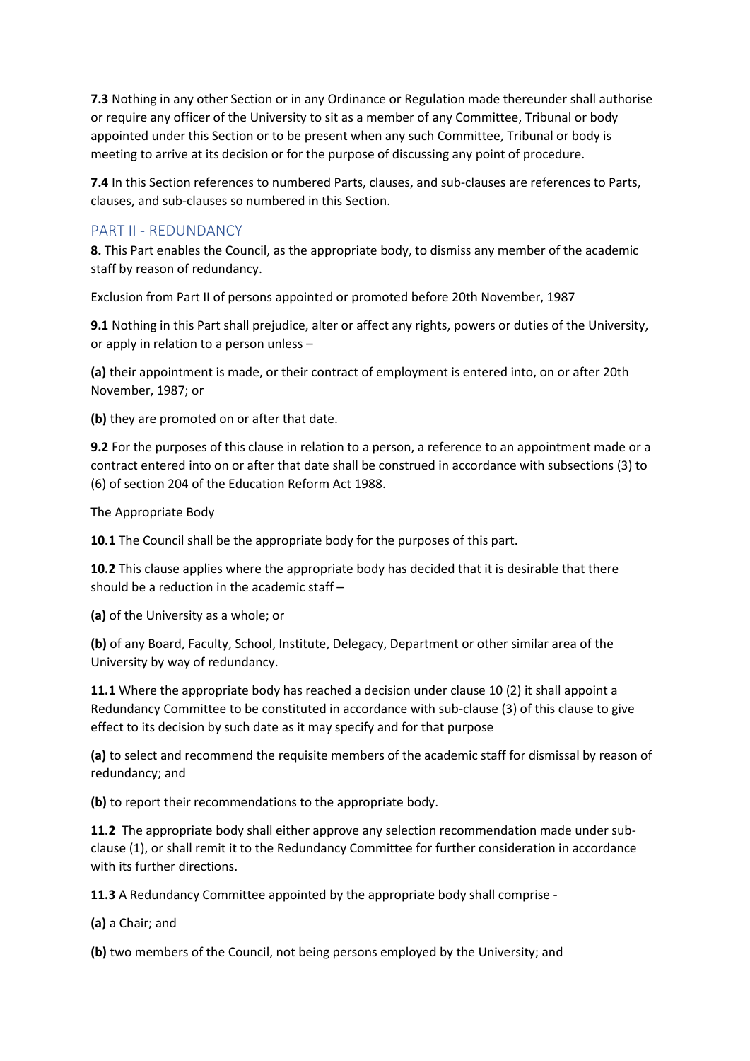**7.3** Nothing in any other Section or in any Ordinance or Regulation made thereunder shall authorise or require any officer of the University to sit as a member of any Committee, Tribunal or body appointed under this Section or to be present when any such Committee, Tribunal or body is meeting to arrive at its decision or for the purpose of discussing any point of procedure.

**7.4** In this Section references to numbered Parts, clauses, and sub-clauses are references to Parts, clauses, and sub-clauses so numbered in this Section.

## PART II - REDUNDANCY

**8.** This Part enables the Council, as the appropriate body, to dismiss any member of the academic staff by reason of redundancy.

Exclusion from Part II of persons appointed or promoted before 20th November, 1987

**9.1** Nothing in this Part shall prejudice, alter or affect any rights, powers or duties of the University, or apply in relation to a person unless –

**(a)** their appointment is made, or their contract of employment is entered into, on or after 20th November, 1987; or

**(b)** they are promoted on or after that date.

**9.2** For the purposes of this clause in relation to a person, a reference to an appointment made or a contract entered into on or after that date shall be construed in accordance with subsections (3) to (6) of section 204 of the Education Reform Act 1988.

The Appropriate Body

**10.1** The Council shall be the appropriate body for the purposes of this part.

**10.2** This clause applies where the appropriate body has decided that it is desirable that there should be a reduction in the academic staff –

**(a)** of the University as a whole; or

**(b)** of any Board, Faculty, School, Institute, Delegacy, Department or other similar area of the University by way of redundancy.

**11.1** Where the appropriate body has reached a decision under clause 10 (2) it shall appoint a Redundancy Committee to be constituted in accordance with sub-clause (3) of this clause to give effect to its decision by such date as it may specify and for that purpose

**(a)** to select and recommend the requisite members of the academic staff for dismissal by reason of redundancy; and

**(b)** to report their recommendations to the appropriate body.

**11.2** The appropriate body shall either approve any selection recommendation made under sub-clause (1), or shall remit it to the Redundancy Committee for further consideration in accordance with its further directions.

**11.3** A Redundancy Committee appointed by the appropriate body shall comprise -

**(a)** a Chair; and

**(b)** two members of the Council, not being persons employed by the University; and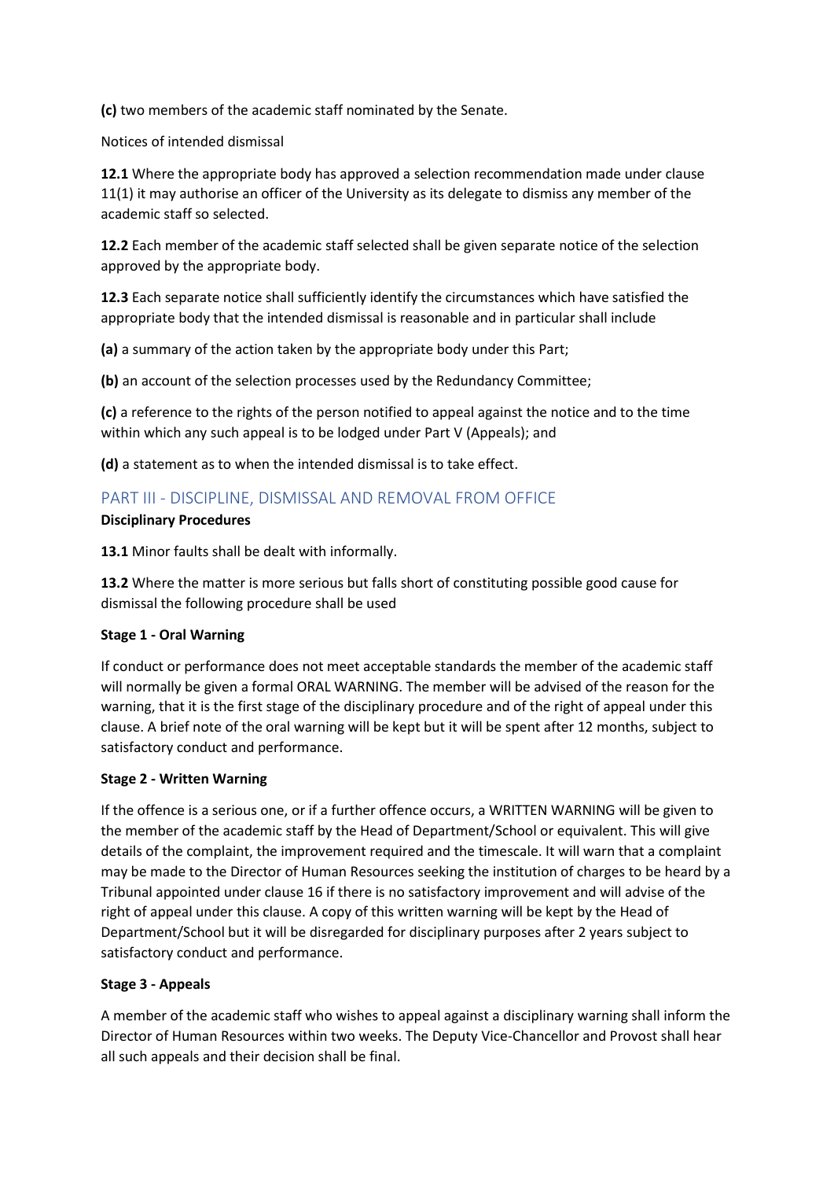**(c)** two members of the academic staff nominated by the Senate.

Notices of intended dismissal

**12.1** Where the appropriate body has approved a selection recommendation made under clause 11(1) it may authorise an officer of the University as its delegate to dismiss any member of the academic staff so selected.

**12.2** Each member of the academic staff selected shall be given separate notice of the selection approved by the appropriate body.

**12.3** Each separate notice shall sufficiently identify the circumstances which have satisfied the appropriate body that the intended dismissal is reasonable and in particular shall include

**(a)** a summary of the action taken by the appropriate body under this Part;

**(b)** an account of the selection processes used by the Redundancy Committee;

**(c)** a reference to the rights of the person notified to appeal against the notice and to the time within which any such appeal is to be lodged under Part V (Appeals); and

**(d)** a statement as to when the intended dismissal is to take effect.

## PART III - DISCIPLINE, DISMISSAL AND REMOVAL FROM OFFICE

**Disciplinary Procedures**

**13.1** Minor faults shall be dealt with informally.

**13.2** Where the matter is more serious but falls short of constituting possible good cause for dismissal the following procedure shall be used

**Stage 1 - Oral Warning**

If conduct or performance does not meet acceptable standards the member of the academic staff will normally be given a formal ORAL WARNING. The member will be advised of the reason for the warning, that it is the first stage of the disciplinary procedure and of the right of appeal under this clause. A brief note of the oral warning will be kept but it will be spent after 12 months, subject to satisfactory conduct and performance.

**Stage 2 - Written Warning**

If the offence is a serious one, or if a further offence occurs, a WRITTEN WARNING will be given to the member of the academic staff by the Head of Department/School or equivalent. This will give details of the complaint, the improvement required and the timescale. It will warn that a complaint may be made to the Director of Human Resources seeking the institution of charges to be heard by a Tribunal appointed under clause 16 if there is no satisfactory improvement and will advise of the right of appeal under this clause. A copy of this written warning will be kept by the Head of Department/School but it will be disregarded for disciplinary purposes after 2 years subject to satisfactory conduct and performance.

**Stage 3 - Appeals**

A member of the academic staff who wishes to appeal against a disciplinary warning shall inform the Director of Human Resources within two weeks. The Deputy Vice-Chancellor and Provost shall hear all such appeals and their decision shall be final.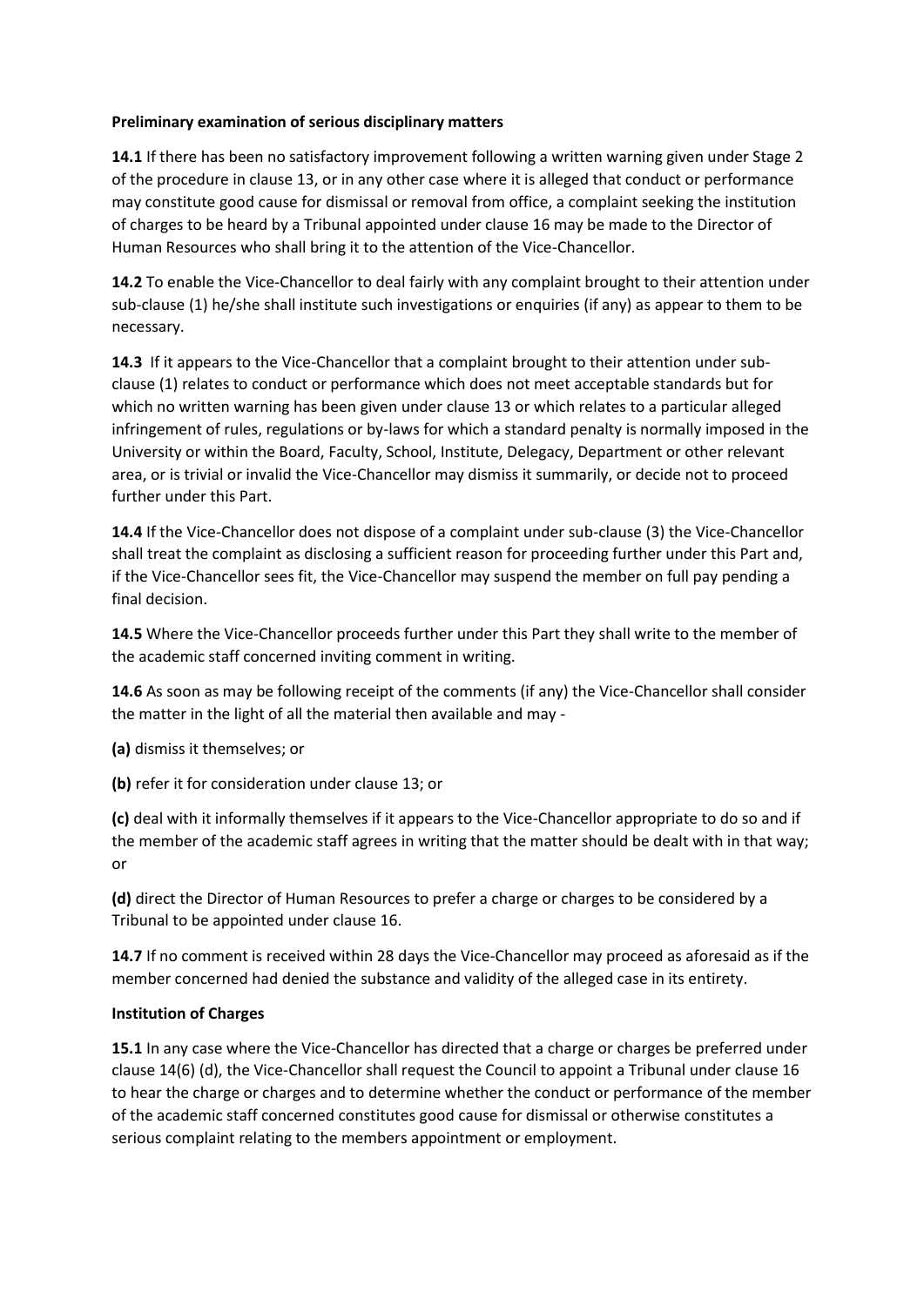**Preliminary examination of serious disciplinary matters**

**14.1** If there has been no satisfactory improvement following a written warning given under Stage 2 of the procedure in clause 13, or in any other case where it is alleged that conduct or performance may constitute good cause for dismissal or removal from office, a complaint seeking the institution of charges to be heard by a Tribunal appointed under clause 16 may be made to the Director of Human Resources who shall bring it to the attention of the Vice-Chancellor.

**14.2** To enable the Vice-Chancellor to deal fairly with any complaint brought to their attention under sub-clause (1) he/she shall institute such investigations or enquiries (if any) as appear to them to be necessary.

**14.3** If it appears to the Vice-Chancellor that a complaint brought to their attention under sub-clause (1) relates to conduct or performance which does not meet acceptable standards but for which no written warning has been given under clause 13 or which relates to a particular alleged infringement of rules, regulations or by-laws for which a standard penalty is normally imposed in the University or within the Board, Faculty, School, Institute, Delegacy, Department or other relevant area, or is trivial or invalid the Vice-Chancellor may dismiss it summarily, or decide not to proceed further under this Part.

**14.4** If the Vice-Chancellor does not dispose of a complaint under sub-clause (3) the Vice-Chancellor shall treat the complaint as disclosing a sufficient reason for proceeding further under this Part and, if the Vice-Chancellor sees fit, the Vice-Chancellor may suspend the member on full pay pending a final decision.

**14.5** Where the Vice-Chancellor proceeds further under this Part they shall write to the member of the academic staff concerned inviting comment in writing.

**14.6** As soon as may be following receipt of the comments (if any) the Vice-Chancellor shall consider the matter in the light of all the material then available and may -

**(a)** dismiss it themselves; or

**(b)** refer it for consideration under clause 13; or

**(c)** deal with it informally themselves if it appears to the Vice-Chancellor appropriate to do so and if the member of the academic staff agrees in writing that the matter should be dealt with in that way; or

**(d)** direct the Director of Human Resources to prefer a charge or charges to be considered by a Tribunal to be appointed under clause 16.

**14.7** If no comment is received within 28 days the Vice-Chancellor may proceed as aforesaid as if the member concerned had denied the substance and validity of the alleged case in its entirety.

**Institution of Charges**

**15.1** In any case where the Vice-Chancellor has directed that a charge or charges be preferred under clause 14(6) (d), the Vice-Chancellor shall request the Council to appoint a Tribunal under clause 16 to hear the charge or charges and to determine whether the conduct or performance of the member of the academic staff concerned constitutes good cause for dismissal or otherwise constitutes a serious complaint relating to the members appointment or employment.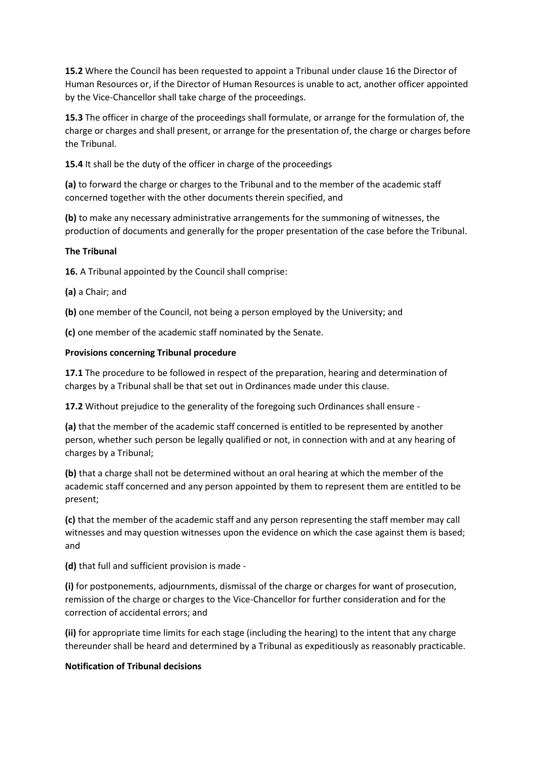**15.2** Where the Council has been requested to appoint a Tribunal under clause 16 the Director of Human Resources or, if the Director of Human Resources is unable to act, another officer appointed by the Vice-Chancellor shall take charge of the proceedings.

**15.3** The officer in charge of the proceedings shall formulate, or arrange for the formulation of, the charge or charges and shall present, or arrange for the presentation of, the charge or charges before the Tribunal.

**15.4** It shall be the duty of the officer in charge of the proceedings

**(a)** to forward the charge or charges to the Tribunal and to the member of the academic staff concerned together with the other documents therein specified, and

**(b)** to make any necessary administrative arrangements for the summoning of witnesses, the production of documents and generally for the proper presentation of the case before the Tribunal.

**The Tribunal**

**16.** A Tribunal appointed by the Council shall comprise:

**(a)** a Chair; and

**(b)** one member of the Council, not being a person employed by the University; and

**(c)** one member of the academic staff nominated by the Senate.

**Provisions concerning Tribunal procedure**

**17.1** The procedure to be followed in respect of the preparation, hearing and determination of charges by a Tribunal shall be that set out in Ordinances made under this clause.

**17.2** Without prejudice to the generality of the foregoing such Ordinances shall ensure -

**(a)** that the member of the academic staff concerned is entitled to be represented by another person, whether such person be legally qualified or not, in connection with and at any hearing of charges by a Tribunal;

**(b)** that a charge shall not be determined without an oral hearing at which the member of the academic staff concerned and any person appointed by them to represent them are entitled to be present;

**(c)** that the member of the academic staff and any person representing the staff member may call witnesses and may question witnesses upon the evidence on which the case against them is based; and

**(d)** that full and sufficient provision is made -

**(i)** for postponements, adjournments, dismissal of the charge or charges for want of prosecution, remission of the charge or charges to the Vice-Chancellor for further consideration and for the correction of accidental errors; and

**(ii)** for appropriate time limits for each stage (including the hearing) to the intent that any charge thereunder shall be heard and determined by a Tribunal as expeditiously as reasonably practicable.

**Notification of Tribunal decisions**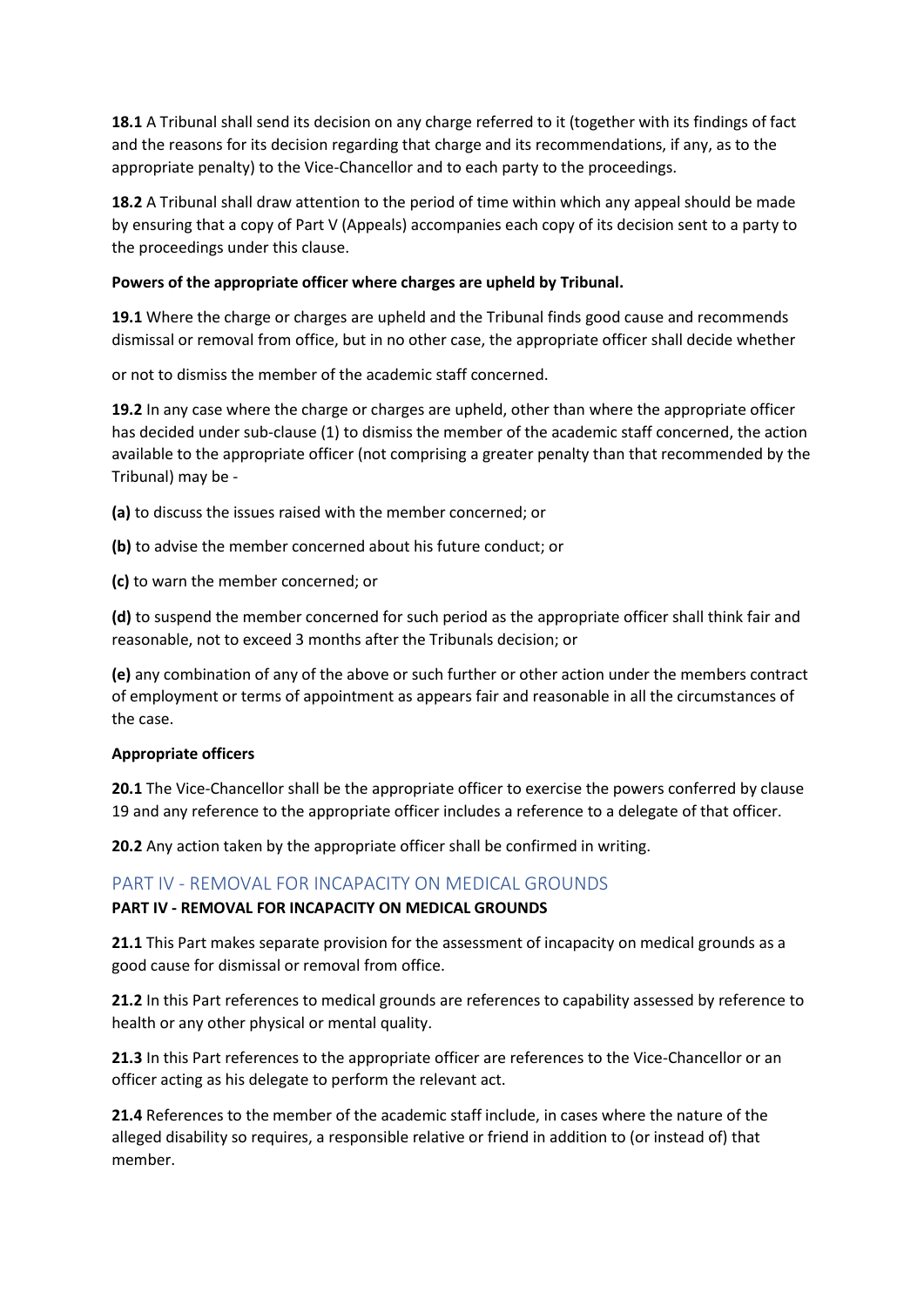**18.1** A Tribunal shall send its decision on any charge referred to it (together with its findings of fact and the reasons for its decision regarding that charge and its recommendations, if any, as to the appropriate penalty) to the Vice-Chancellor and to each party to the proceedings.

**18.2** A Tribunal shall draw attention to the period of time within which any appeal should be made by ensuring that a copy of Part V (Appeals) accompanies each copy of its decision sent to a party to the proceedings under this clause.

**Powers of the appropriate officer where charges are upheld by Tribunal.**

**19.1** Where the charge or charges are upheld and the Tribunal finds good cause and recommends dismissal or removal from office, but in no other case, the appropriate officer shall decide whether

or not to dismiss the member of the academic staff concerned.

**19.2** In any case where the charge or charges are upheld, other than where the appropriate officer has decided under sub-clause (1) to dismiss the member of the academic staff concerned, the action available to the appropriate officer (not comprising a greater penalty than that recommended by the Tribunal) may be -

**(a)** to discuss the issues raised with the member concerned; or

**(b)** to advise the member concerned about his future conduct; or

**(c)** to warn the member concerned; or

**(d)** to suspend the member concerned for such period as the appropriate officer shall think fair and reasonable, not to exceed 3 months after the Tribunals decision; or

**(e)** any combination of any of the above or such further or other action under the members contract of employment or terms of appointment as appears fair and reasonable in all the circumstances of the case.

**Appropriate officers**

**20.1** The Vice-Chancellor shall be the appropriate officer to exercise the powers conferred by clause 19 and any reference to the appropriate officer includes a reference to a delegate of that officer.

**20.2** Any action taken by the appropriate officer shall be confirmed in writing.

## PART IV - REMOVAL FOR INCAPACITY ON MEDICAL GROUNDS

**PART IV - REMOVAL FOR INCAPACITY ON MEDICAL GROUNDS**

**21.1** This Part makes separate provision for the assessment of incapacity on medical grounds as a good cause for dismissal or removal from office.

**21.2** In this Part references to medical grounds are references to capability assessed by reference to health or any other physical or mental quality.

**21.3** In this Part references to the appropriate officer are references to the Vice-Chancellor or an officer acting as his delegate to perform the relevant act.

**21.4** References to the member of the academic staff include, in cases where the nature of the alleged disability so requires, a responsible relative or friend in addition to (or instead of) that member.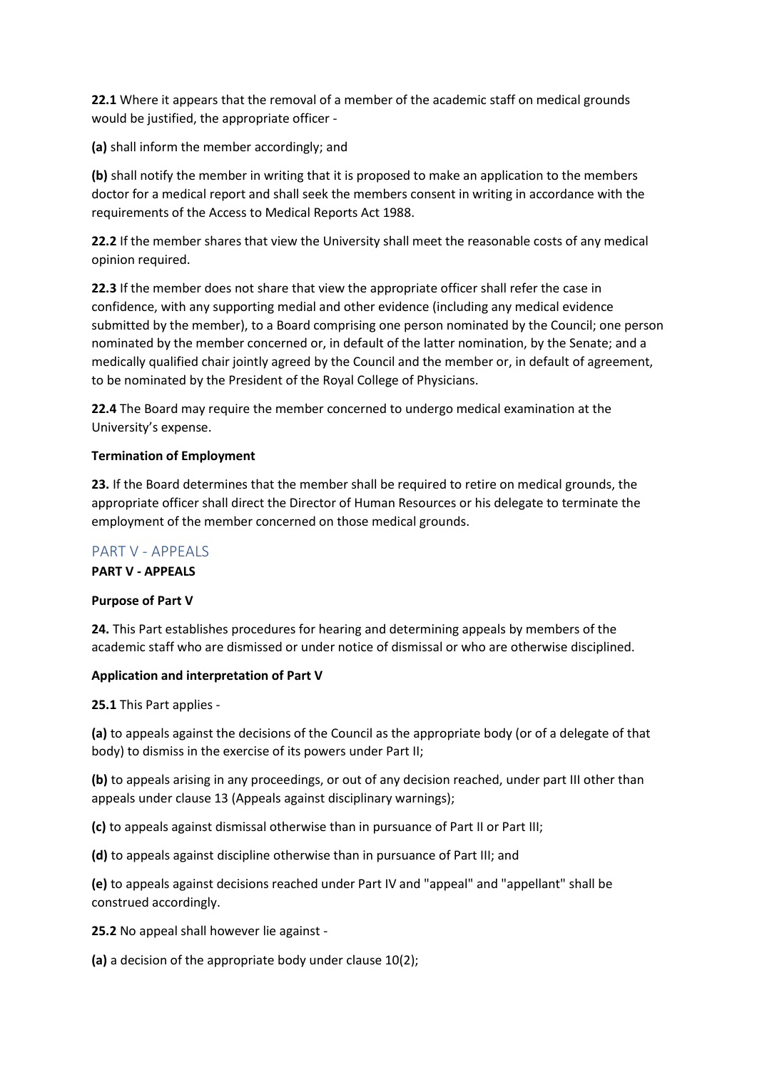**22.1** Where it appears that the removal of a member of the academic staff on medical grounds would be justified, the appropriate officer -

**(a)** shall inform the member accordingly; and

**(b)** shall notify the member in writing that it is proposed to make an application to the members doctor for a medical report and shall seek the members consent in writing in accordance with the requirements of the Access to Medical Reports Act 1988.

**22.2** If the member shares that view the University shall meet the reasonable costs of any medical opinion required.

**22.3** If the member does not share that view the appropriate officer shall refer the case in confidence, with any supporting medial and other evidence (including any medical evidence submitted by the member), to a Board comprising one person nominated by the Council; one person nominated by the member concerned or, in default of the latter nomination, by the Senate; and a medically qualified chair jointly agreed by the Council and the member or, in default of agreement, to be nominated by the President of the Royal College of Physicians.

**22.4** The Board may require the member concerned to undergo medical examination at the University's expense.

**Termination of Employment**

**23.** If the Board determines that the member shall be required to retire on medical grounds, the appropriate officer shall direct the Director of Human Resources or his delegate to terminate the employment of the member concerned on those medical grounds.

## PART V - APPEALS

**PART V - APPEALS**

**Purpose of Part V**

**24.** This Part establishes procedures for hearing and determining appeals by members of the academic staff who are dismissed or under notice of dismissal or who are otherwise disciplined.

**Application and interpretation of Part V**

**25.1** This Part applies -

**(a)** to appeals against the decisions of the Council as the appropriate body (or of a delegate of that body) to dismiss in the exercise of its powers under Part II;

**(b)** to appeals arising in any proceedings, or out of any decision reached, under part III other than appeals under clause 13 (Appeals against disciplinary warnings);

**(c)** to appeals against dismissal otherwise than in pursuance of Part II or Part III;

**(d)** to appeals against discipline otherwise than in pursuance of Part III; and

**(e)** to appeals against decisions reached under Part IV and "appeal" and "appellant" shall be construed accordingly.

**25.2** No appeal shall however lie against -

**(a)** a decision of the appropriate body under clause 10(2);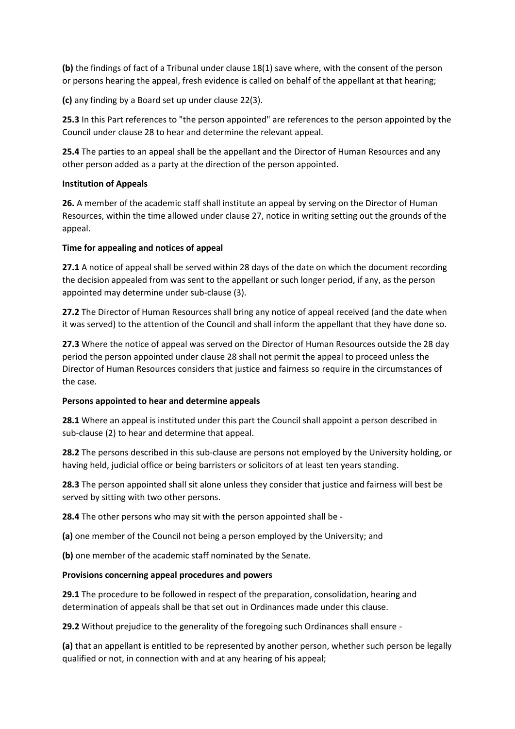**(b)** the findings of fact of a Tribunal under clause 18(1) save where, with the consent of the person or persons hearing the appeal, fresh evidence is called on behalf of the appellant at that hearing;

**(c)** any finding by a Board set up under clause 22(3).

**25.3** In this Part references to "the person appointed" are references to the person appointed by the Council under clause 28 to hear and determine the relevant appeal.

**25.4** The parties to an appeal shall be the appellant and the Director of Human Resources and any other person added as a party at the direction of the person appointed.

**Institution of Appeals**

**26.** A member of the academic staff shall institute an appeal by serving on the Director of Human Resources, within the time allowed under clause 27, notice in writing setting out the grounds of the appeal.

**Time for appealing and notices of appeal**

**27.1** A notice of appeal shall be served within 28 days of the date on which the document recording the decision appealed from was sent to the appellant or such longer period, if any, as the person appointed may determine under sub-clause (3).

**27.2** The Director of Human Resources shall bring any notice of appeal received (and the date when it was served) to the attention of the Council and shall inform the appellant that they have done so.

**27.3** Where the notice of appeal was served on the Director of Human Resources outside the 28 day period the person appointed under clause 28 shall not permit the appeal to proceed unless the Director of Human Resources considers that justice and fairness so require in the circumstances of the case.

**Persons appointed to hear and determine appeals**

**28.1** Where an appeal is instituted under this part the Council shall appoint a person described in sub-clause (2) to hear and determine that appeal.

**28.2** The persons described in this sub-clause are persons not employed by the University holding, or having held, judicial office or being barristers or solicitors of at least ten years standing.

**28.3** The person appointed shall sit alone unless they consider that justice and fairness will best be served by sitting with two other persons.

**28.4** The other persons who may sit with the person appointed shall be -

**(a)** one member of the Council not being a person employed by the University; and

**(b)** one member of the academic staff nominated by the Senate.

**Provisions concerning appeal procedures and powers**

**29.1** The procedure to be followed in respect of the preparation, consolidation, hearing and determination of appeals shall be that set out in Ordinances made under this clause.

**29.2** Without prejudice to the generality of the foregoing such Ordinances shall ensure -

**(a)** that an appellant is entitled to be represented by another person, whether such person be legally qualified or not, in connection with and at any hearing of his appeal;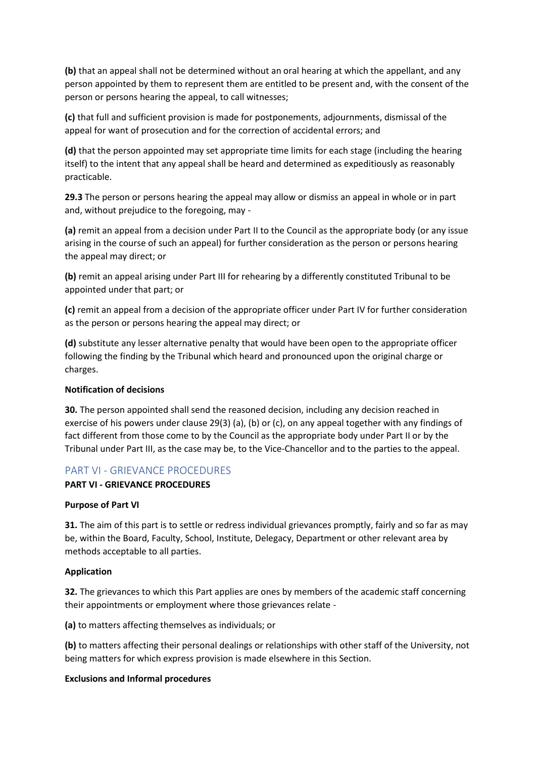**(b)** that an appeal shall not be determined without an oral hearing at which the appellant, and any person appointed by them to represent them are entitled to be present and, with the consent of the person or persons hearing the appeal, to call witnesses;

**(c)** that full and sufficient provision is made for postponements, adjournments, dismissal of the appeal for want of prosecution and for the correction of accidental errors; and

**(d)** that the person appointed may set appropriate time limits for each stage (including the hearing itself) to the intent that any appeal shall be heard and determined as expeditiously as reasonably practicable.

**29.3** The person or persons hearing the appeal may allow or dismiss an appeal in whole or in part and, without prejudice to the foregoing, may -

**(a)** remit an appeal from a decision under Part II to the Council as the appropriate body (or any issue arising in the course of such an appeal) for further consideration as the person or persons hearing the appeal may direct; or

**(b)** remit an appeal arising under Part III for rehearing by a differently constituted Tribunal to be appointed under that part; or

**(c)** remit an appeal from a decision of the appropriate officer under Part IV for further consideration as the person or persons hearing the appeal may direct; or

**(d)** substitute any lesser alternative penalty that would have been open to the appropriate officer following the finding by the Tribunal which heard and pronounced upon the original charge or charges.

**Notification of decisions**

**30.** The person appointed shall send the reasoned decision, including any decision reached in exercise of his powers under clause 29(3) (a), (b) or (c), on any appeal together with any findings of fact different from those come to by the Council as the appropriate body under Part II or by the Tribunal under Part III, as the case may be, to the Vice-Chancellor and to the parties to the appeal.

## PART VI - GRIEVANCE PROCEDURES

**PART VI - GRIEVANCE PROCEDURES**

**Purpose of Part VI**

**31.** The aim of this part is to settle or redress individual grievances promptly, fairly and so far as may be, within the Board, Faculty, School, Institute, Delegacy, Department or other relevant area by methods acceptable to all parties.

**Application**

**32.** The grievances to which this Part applies are ones by members of the academic staff concerning their appointments or employment where those grievances relate -

**(a)** to matters affecting themselves as individuals; or

**(b)** to matters affecting their personal dealings or relationships with other staff of the University, not being matters for which express provision is made elsewhere in this Section.

**Exclusions and Informal procedures**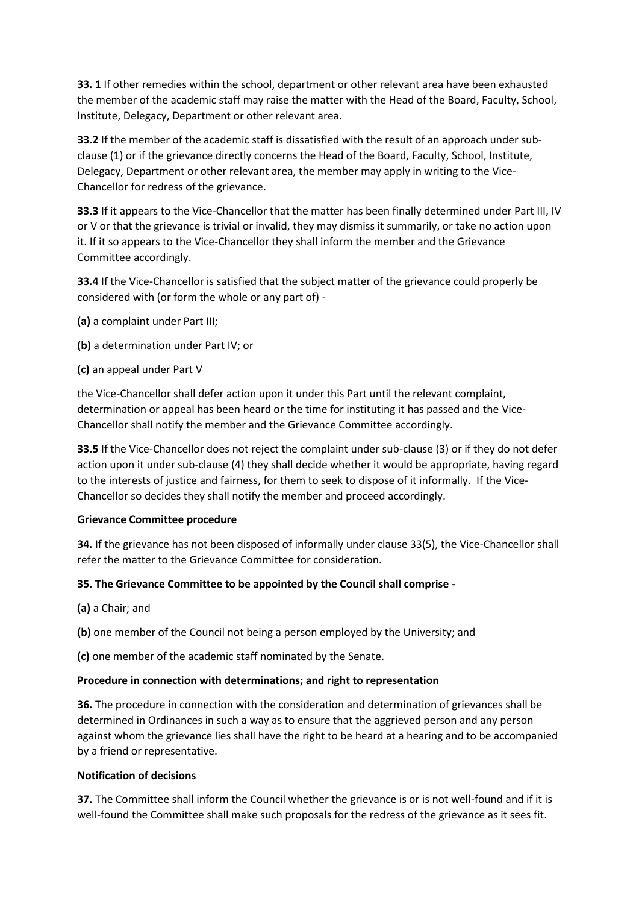**33. 1** If other remedies within the school, department or other relevant area have been exhausted the member of the academic staff may raise the matter with the Head of the Board, Faculty, School, Institute, Delegacy, Department or other relevant area.

**33.2** If the member of the academic staff is dissatisfied with the result of an approach under sub-clause (1) or if the grievance directly concerns the Head of the Board, Faculty, School, Institute, Delegacy, Department or other relevant area, the member may apply in writing to the Vice-Chancellor for redress of the grievance.

**33.3** If it appears to the Vice-Chancellor that the matter has been finally determined under Part III, IV or V or that the grievance is trivial or invalid, they may dismiss it summarily, or take no action upon it. If it so appears to the Vice-Chancellor they shall inform the member and the Grievance Committee accordingly.

**33.4** If the Vice-Chancellor is satisfied that the subject matter of the grievance could properly be considered with (or form the whole or any part of) -

**(a)** a complaint under Part III;

**(b)** a determination under Part IV; or

**(c)** an appeal under Part V

the Vice-Chancellor shall defer action upon it under this Part until the relevant complaint, determination or appeal has been heard or the time for instituting it has passed and the Vice-Chancellor shall notify the member and the Grievance Committee accordingly.

**33.5** If the Vice-Chancellor does not reject the complaint under sub-clause (3) or if they do not defer action upon it under sub-clause (4) they shall decide whether it would be appropriate, having regard to the interests of justice and fairness, for them to seek to dispose of it informally. If the Vice-Chancellor so decides they shall notify the member and proceed accordingly.

**Grievance Committee procedure**

**34.** If the grievance has not been disposed of informally under clause 33(5), the Vice-Chancellor shall refer the matter to the Grievance Committee for consideration.

**35. The Grievance Committee to be appointed by the Council shall comprise -**

**(a)** a Chair; and

**(b)** one member of the Council not being a person employed by the University; and

**(c)** one member of the academic staff nominated by the Senate.

**Procedure in connection with determinations; and right to representation**

**36.** The procedure in connection with the consideration and determination of grievances shall be determined in Ordinances in such a way as to ensure that the aggrieved person and any person against whom the grievance lies shall have the right to be heard at a hearing and to be accompanied by a friend or representative.

**Notification of decisions**

**37.** The Committee shall inform the Council whether the grievance is or is not well-found and if it is well-found the Committee shall make such proposals for the redress of the grievance as it sees fit.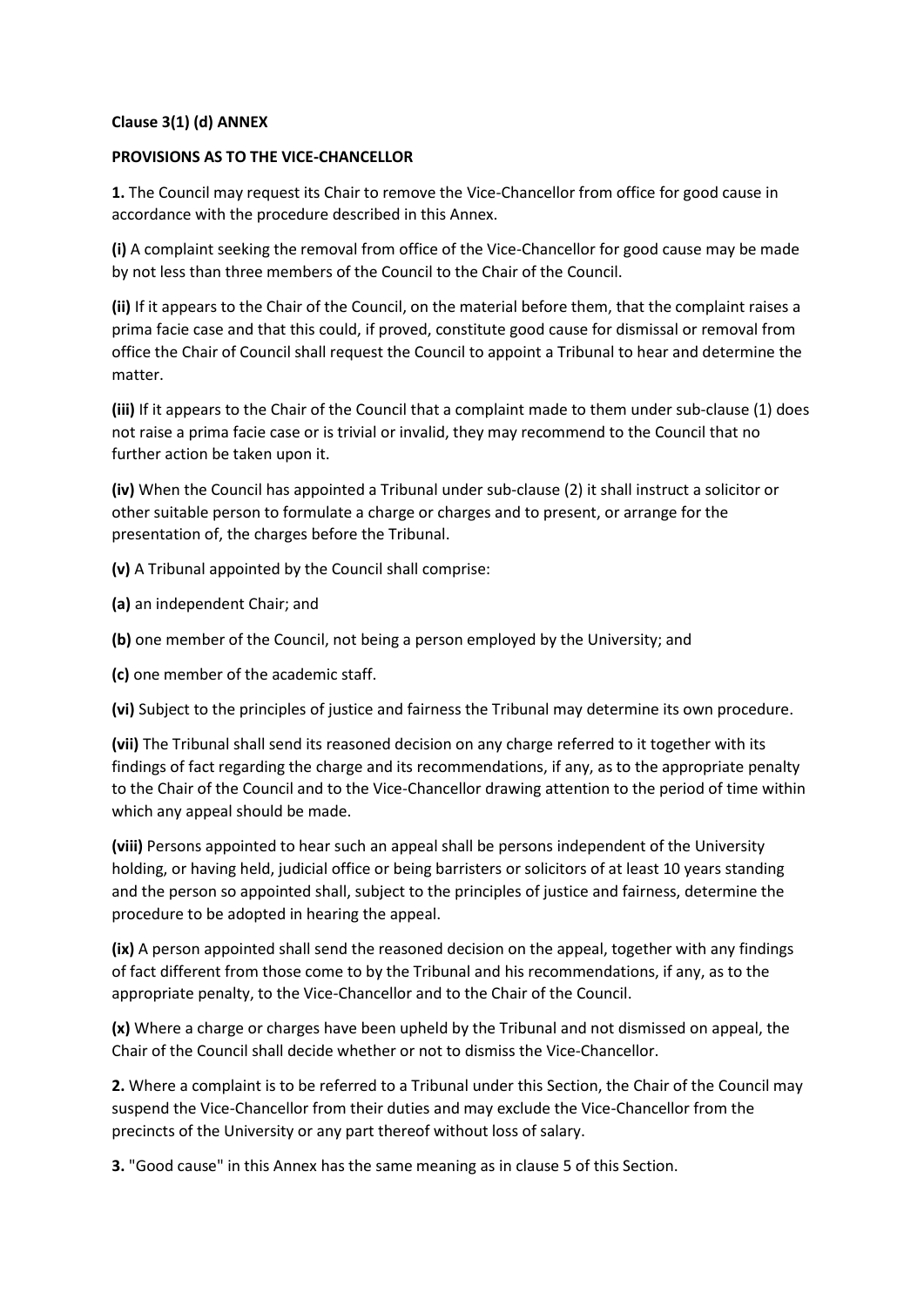**Clause 3(1) (d) ANNEX**

**PROVISIONS AS TO THE VICE-CHANCELLOR**

**1.** The Council may request its Chair to remove the Vice-Chancellor from office for good cause in accordance with the procedure described in this Annex.

**(i)** A complaint seeking the removal from office of the Vice-Chancellor for good cause may be made by not less than three members of the Council to the Chair of the Council.

**(ii)** If it appears to the Chair of the Council, on the material before them, that the complaint raises a prima facie case and that this could, if proved, constitute good cause for dismissal or removal from office the Chair of Council shall request the Council to appoint a Tribunal to hear and determine the matter.

**(iii)** If it appears to the Chair of the Council that a complaint made to them under sub-clause (1) does not raise a prima facie case or is trivial or invalid, they may recommend to the Council that no further action be taken upon it.

**(iv)** When the Council has appointed a Tribunal under sub-clause (2) it shall instruct a solicitor or other suitable person to formulate a charge or charges and to present, or arrange for the presentation of, the charges before the Tribunal.

**(v)** A Tribunal appointed by the Council shall comprise:

**(a)** an independent Chair; and

**(b)** one member of the Council, not being a person employed by the University; and

**(c)** one member of the academic staff.

**(vi)** Subject to the principles of justice and fairness the Tribunal may determine its own procedure.

**(vii)** The Tribunal shall send its reasoned decision on any charge referred to it together with its findings of fact regarding the charge and its recommendations, if any, as to the appropriate penalty to the Chair of the Council and to the Vice-Chancellor drawing attention to the period of time within which any appeal should be made.

**(viii)** Persons appointed to hear such an appeal shall be persons independent of the University holding, or having held, judicial office or being barristers or solicitors of at least 10 years standing and the person so appointed shall, subject to the principles of justice and fairness, determine the procedure to be adopted in hearing the appeal.

**(ix)** A person appointed shall send the reasoned decision on the appeal, together with any findings of fact different from those come to by the Tribunal and his recommendations, if any, as to the appropriate penalty, to the Vice-Chancellor and to the Chair of the Council.

**(x)** Where a charge or charges have been upheld by the Tribunal and not dismissed on appeal, the Chair of the Council shall decide whether or not to dismiss the Vice-Chancellor.

**2.** Where a complaint is to be referred to a Tribunal under this Section, the Chair of the Council may suspend the Vice-Chancellor from their duties and may exclude the Vice-Chancellor from the precincts of the University or any part thereof without loss of salary.

**3.** "Good cause" in this Annex has the same meaning as in clause 5 of this Section.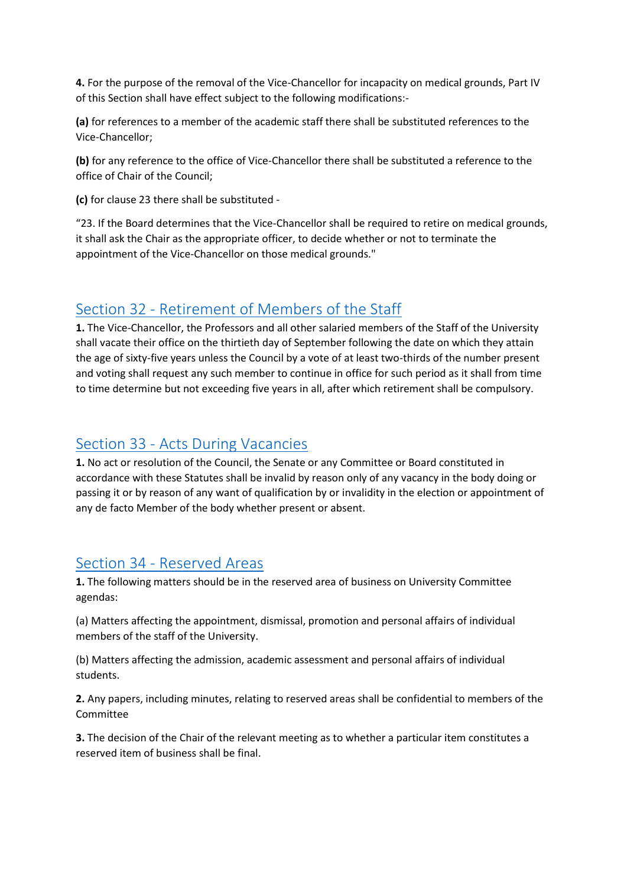**4.** For the purpose of the removal of the Vice-Chancellor for incapacity on medical grounds, Part IV of this Section shall have effect subject to the following modifications:-

**(a)** for references to a member of the academic staff there shall be substituted references to the Vice-Chancellor;

**(b)** for any reference to the office of Vice-Chancellor there shall be substituted a reference to the office of Chair of the Council;

**(c)** for clause 23 there shall be substituted -

"23. If the Board determines that the Vice-Chancellor shall be required to retire on medical grounds, it shall ask the Chair as the appropriate officer, to decide whether or not to terminate the appointment of the Vice-Chancellor on those medical grounds."

## Section 32 - Retirement of Members of the Staff

**1.** The Vice-Chancellor, the Professors and all other salaried members of the Staff of the University shall vacate their office on the thirtieth day of September following the date on which they attain the age of sixty-five years unless the Council by a vote of at least two-thirds of the number present and voting shall request any such member to continue in office for such period as it shall from time to time determine but not exceeding five years in all, after which retirement shall be compulsory.

## Section 33 - Acts During Vacancies

**1.** No act or resolution of the Council, the Senate or any Committee or Board constituted in accordance with these Statutes shall be invalid by reason only of any vacancy in the body doing or passing it or by reason of any want of qualification by or invalidity in the election or appointment of any de facto Member of the body whether present or absent.

## Section 34 - Reserved Areas

**1.** The following matters should be in the reserved area of business on University Committee agendas:

(a) Matters affecting the appointment, dismissal, promotion and personal affairs of individual members of the staff of the University.

(b) Matters affecting the admission, academic assessment and personal affairs of individual students.

**2.** Any papers, including minutes, relating to reserved areas shall be confidential to members of the Committee

**3.** The decision of the Chair of the relevant meeting as to whether a particular item constitutes a reserved item of business shall be final.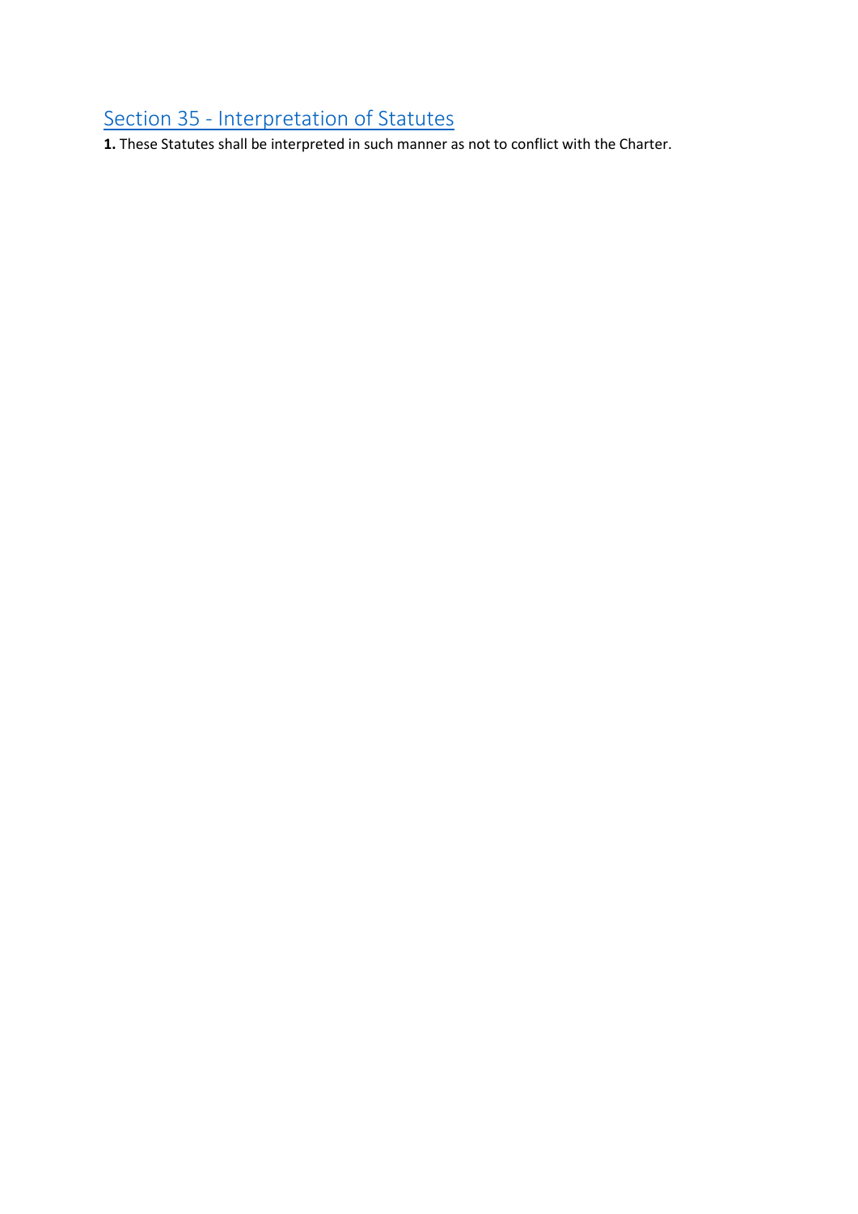## Section 35 - Interpretation of Statutes

**1.** These Statutes shall be interpreted in such manner as not to conflict with the Charter.